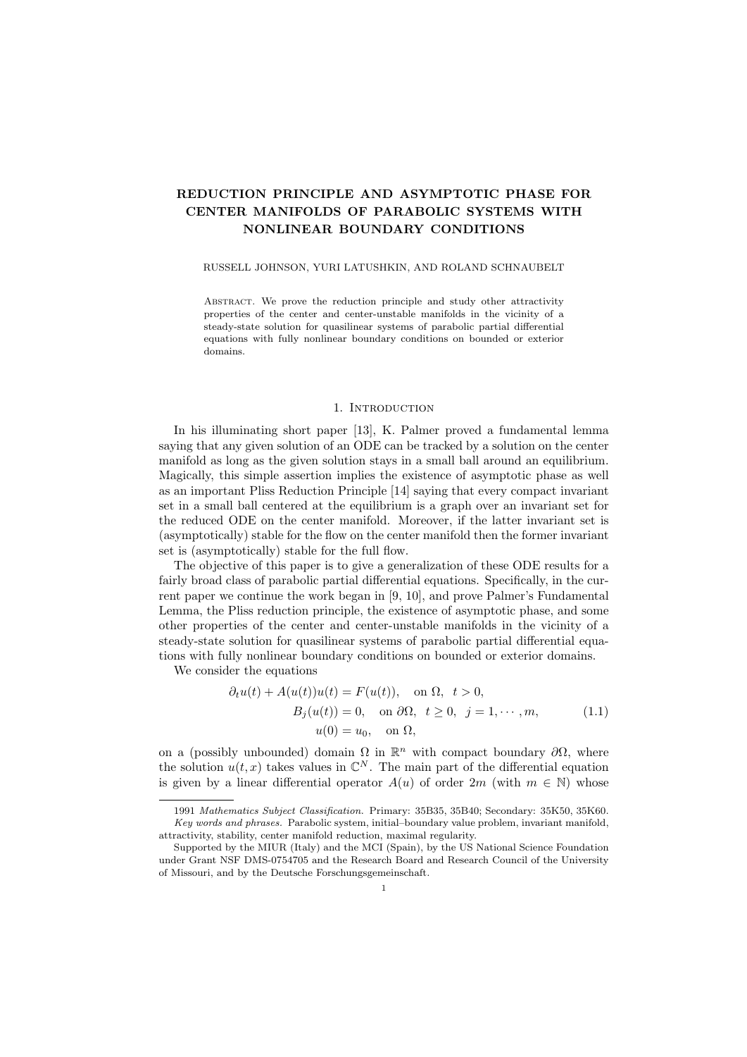# REDUCTION PRINCIPLE AND ASYMPTOTIC PHASE FOR CENTER MANIFOLDS OF PARABOLIC SYSTEMS WITH NONLINEAR BOUNDARY CONDITIONS

RUSSELL JOHNSON, YURI LATUSHKIN, AND ROLAND SCHNAUBELT

ABSTRACT. We prove the reduction principle and study other attractivity properties of the center and center-unstable manifolds in the vicinity of a steady-state solution for quasilinear systems of parabolic partial differential equations with fully nonlinear boundary conditions on bounded or exterior domains.

## 1. Introduction

In his illuminating short paper [13], K. Palmer proved a fundamental lemma saying that any given solution of an ODE can be tracked by a solution on the center manifold as long as the given solution stays in a small ball around an equilibrium. Magically, this simple assertion implies the existence of asymptotic phase as well as an important Pliss Reduction Principle [14] saying that every compact invariant set in a small ball centered at the equilibrium is a graph over an invariant set for the reduced ODE on the center manifold. Moreover, if the latter invariant set is (asymptotically) stable for the flow on the center manifold then the former invariant set is (asymptotically) stable for the full flow.

The objective of this paper is to give a generalization of these ODE results for a fairly broad class of parabolic partial differential equations. Specifically, in the current paper we continue the work began in [9, 10], and prove Palmer's Fundamental Lemma, the Pliss reduction principle, the existence of asymptotic phase, and some other properties of the center and center-unstable manifolds in the vicinity of a steady-state solution for quasilinear systems of parabolic partial differential equations with fully nonlinear boundary conditions on bounded or exterior domains.

We consider the equations

$$
\begin{aligned}
\partial_t u(t) + A(u(t))u(t) &= F(u(t)), \quad \text{on } \Omega, \;\; t > 0, \\
B_j(u(t)) &= 0, \quad \text{on } \partial\Omega, \;\; t \geq 0, \;\; j = 1, \cdots, m, \\
u(0) &= u_0, \quad \text{on } \Omega,
\end{aligned}
\tag{1.1}
$$

on a (possibly unbounded) domain $\Omega$ in $\mathbb{R}^n$ with compact boundary $\partial\Omega$, where the solution $u(t,x)$ takes values in $\mathbb{C}^N$. The main part of the differential equation is given by a linear differential operator $A(u)$ of order $2m$ (with $m \in \mathbb{N}$) whose

---

1991 *Mathematics Subject Classification.* Primary: 35B35, 35B40; Secondary: 35K50, 35K60.

*Key words and phrases.* Parabolic system, initial–boundary value problem, invariant manifold, attractivity, stability, center manifold reduction, maximal regularity.

Supported by the MIUR (Italy) and the MCI (Spain), by the US National Science Foundation under Grant NSF DMS-0754705 and the Research Board and Research Council of the University of Missouri, and by the Deutsche Forschungsgemeinschaft.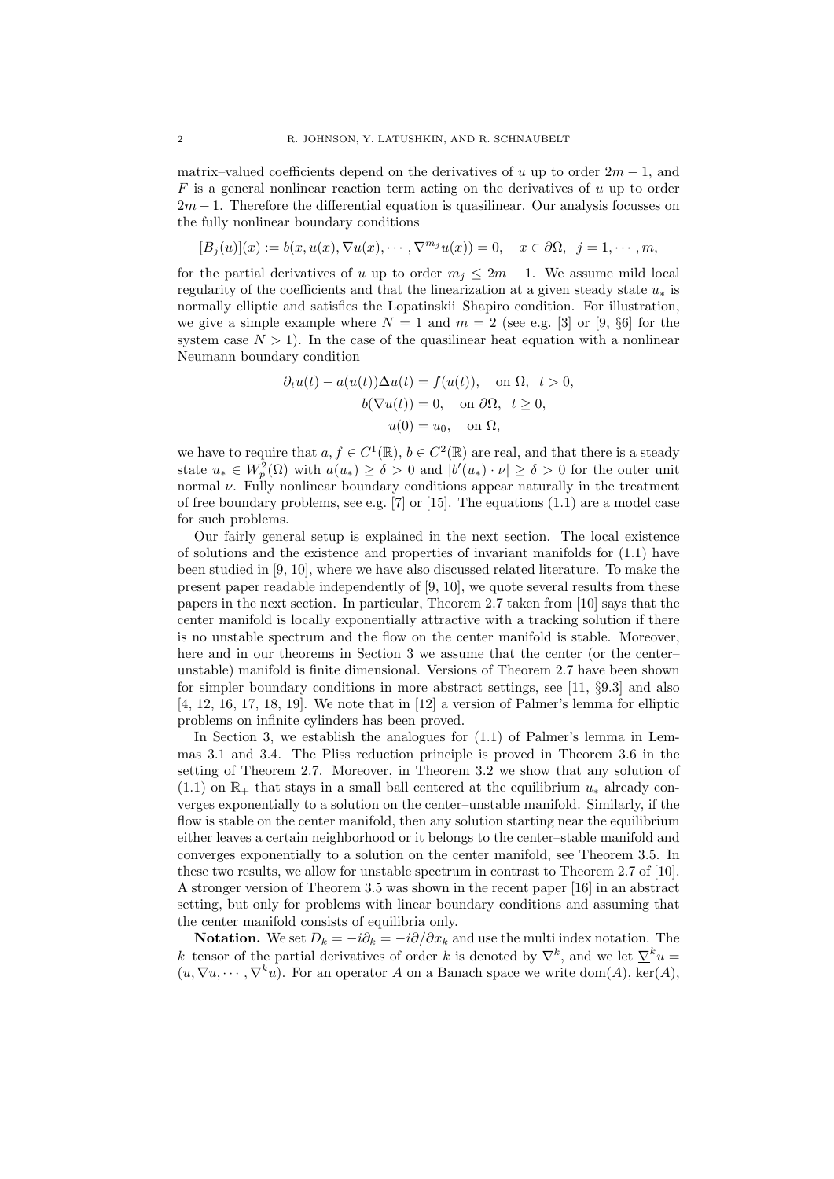matrix–valued coefficients depend on the derivatives of $u$ up to order $2m-1$, and $F$ is a general nonlinear reaction term acting on the derivatives of $u$ up to order $2m-1$. Therefore the differential equation is quasilinear. Our analysis focusses on the fully nonlinear boundary conditions

$$[B_j(u)](x) := b(x, u(x), \nabla u(x), \cdots, \nabla^{m_j} u(x)) = 0, \quad x \in \partial\Omega, \quad j = 1, \cdots, m,$$

for the partial derivatives of $u$ up to order $m_j \leq 2m-1$. We assume mild local regularity of the coefficients and that the linearization at a given steady state $u_*$ is normally elliptic and satisfies the Lopatinskii–Shapiro condition. For illustration, we give a simple example where $N = 1$ and $m = 2$ (see e.g. [3] or [9, §6] for the system case $N > 1$). In the case of the quasilinear heat equation with a nonlinear Neumann boundary condition

$$\partial_t u(t) - a(u(t))\Delta u(t) = f(u(t)), \quad \text{on } \Omega, \quad t > 0,$$
$$b(\nabla u(t)) = 0, \quad \text{on } \partial\Omega, \quad t \geq 0,$$
$$u(0) = u_0, \quad \text{on } \Omega,$$

we have to require that $a, f \in C^1(\mathbb{R})$, $b \in C^2(\mathbb{R})$ are real, and that there is a steady state $u_* \in W_p^2(\Omega)$ with $a(u_*) \geq \delta > 0$ and $|b'(u_*) \cdot \nu| \geq \delta > 0$ for the outer unit normal $\nu$. Fully nonlinear boundary conditions appear naturally in the treatment of free boundary problems, see e.g. [7] or [15]. The equations (1.1) are a model case for such problems.

Our fairly general setup is explained in the next section. The local existence of solutions and the existence and properties of invariant manifolds for (1.1) have been studied in [9, 10], where we have also discussed related literature. To make the present paper readable independently of [9, 10], we quote several results from these papers in the next section. In particular, Theorem 2.7 taken from [10] says that the center manifold is locally exponentially attractive with a tracking solution if there is no unstable spectrum and the flow on the center manifold is stable. Moreover, here and in our theorems in Section 3 we assume that the center (or the center–unstable) manifold is finite dimensional. Versions of Theorem 2.7 have been shown for simpler boundary conditions in more abstract settings, see [11, §9.3] and also [4, 12, 16, 17, 18, 19]. We note that in [12] a version of Palmer's lemma for elliptic problems on infinite cylinders has been proved.

In Section 3, we establish the analogues for (1.1) of Palmer's lemma in Lemmas 3.1 and 3.4. The Pliss reduction principle is proved in Theorem 3.6 in the setting of Theorem 2.7. Moreover, in Theorem 3.2 we show that any solution of (1.1) on $\mathbb{R}_+$ that stays in a small ball centered at the equilibrium $u_*$ already converges exponentially to a solution on the center–unstable manifold. Similarly, if the flow is stable on the center manifold, then any solution starting near the equilibrium either leaves a certain neighborhood or it belongs to the center–stable manifold and converges exponentially to a solution on the center manifold, see Theorem 3.5. In these two results, we allow for unstable spectrum in contrast to Theorem 2.7 of [10]. A stronger version of Theorem 3.5 was shown in the recent paper [16] in an abstract setting, but only for problems with linear boundary conditions and assuming that the center manifold consists of equilibria only.

**Notation.** We set $D_k = -i\partial_k = -i\partial/\partial x_k$ and use the multi index notation. The $k$–tensor of the partial derivatives of order $k$ is denoted by $\nabla^k$, and we let $\underline{\nabla}^k u = (u, \nabla u, \cdots, \nabla^k u)$. For an operator $A$ on a Banach space we write $\mathrm{dom}(A)$, $\ker(A)$,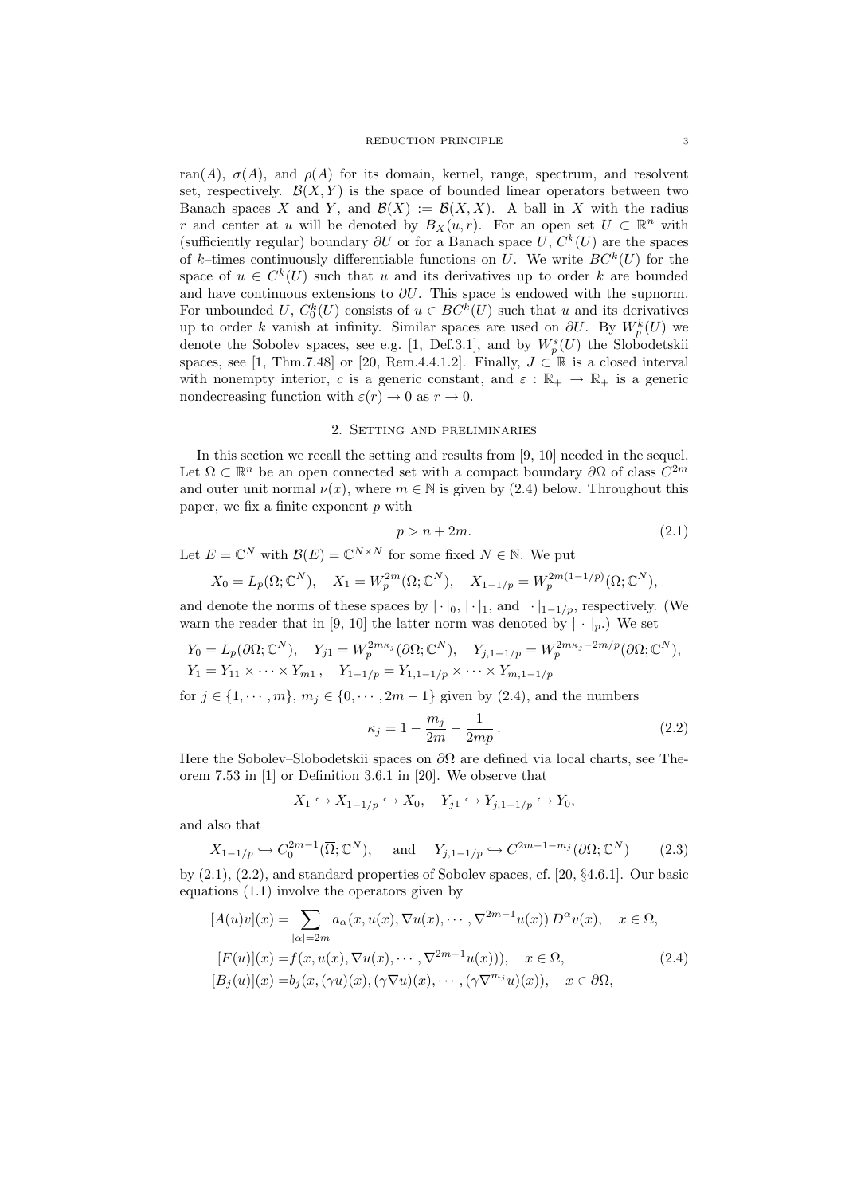ran($A$), $\sigma(A)$, and $\rho(A)$ for its domain, kernel, range, spectrum, and resolvent set, respectively. $\mathcal{B}(X,Y)$ is the space of bounded linear operators between two Banach spaces $X$ and $Y$, and $\mathcal{B}(X) := \mathcal{B}(X,X)$. A ball in $X$ with the radius $r$ and center at $u$ will be denoted by $B_X(u,r)$. For an open set $U \subset \mathbb{R}^n$ with (sufficiently regular) boundary $\partial U$ or for a Banach space $U$, $C^k(U)$ are the spaces of $k$–times continuously differentiable functions on $U$. We write $BC^k(\overline{U})$ for the space of $u \in C^k(U)$ such that $u$ and its derivatives up to order $k$ are bounded and have continuous extensions to $\partial U$. This space is endowed with the supnorm. For unbounded $U$, $C_0^k(\overline{U})$ consists of $u \in BC^k(\overline{U})$ such that $u$ and its derivatives up to order $k$ vanish at infinity. Similar spaces are used on $\partial U$. By $W_p^k(U)$ we denote the Sobolev spaces, see e.g. [1, Def.3.1], and by $W_p^s(U)$ the Slobodetskii spaces, see [1, Thm.7.48] or [20, Rem.4.4.1.2]. Finally, $J \subset \mathbb{R}$ is a closed interval with nonempty interior, $c$ is a generic constant, and $\varepsilon : \mathbb{R}_+ \to \mathbb{R}_+$ is a generic nondecreasing function with $\varepsilon(r) \to 0$ as $r \to 0$.

## 2. Setting and preliminaries

In this section we recall the setting and results from [9, 10] needed in the sequel. Let $\Omega \subset \mathbb{R}^n$ be an open connected set with a compact boundary $\partial\Omega$ of class $C^{2m}$ and outer unit normal $\nu(x)$, where $m \in \mathbb{N}$ is given by (2.4) below. Throughout this paper, we fix a finite exponent $p$ with

$$p > n + 2m. \tag{2.1}$$

Let $E = \mathbb{C}^N$ with $\mathcal{B}(E) = \mathbb{C}^{N \times N}$ for some fixed $N \in \mathbb{N}$. We put

$$X_0 = L_p(\Omega;\mathbb{C}^N), \quad X_1 = W_p^{2m}(\Omega;\mathbb{C}^N), \quad X_{1-1/p} = W_p^{2m(1-1/p)}(\Omega;\mathbb{C}^N),$$

and denote the norms of these spaces by $|\cdot|_0$, $|\cdot|_1$, and $|\cdot|_{1-1/p}$, respectively. (We warn the reader that in [9, 10] the latter norm was denoted by $|\cdot|_p$.) We set

$$Y_0 = L_p(\partial\Omega;\mathbb{C}^N), \quad Y_{j1} = W_p^{2m\kappa_j}(\partial\Omega;\mathbb{C}^N), \quad Y_{j,1-1/p} = W_p^{2m\kappa_j - 2m/p}(\partial\Omega;\mathbb{C}^N),$$
$$Y_1 = Y_{11} \times \cdots \times Y_{m1}, \quad Y_{1-1/p} = Y_{1,1-1/p} \times \cdots \times Y_{m,1-1/p}$$

for $j \in \{1,\cdots,m\}$, $m_j \in \{0,\cdots,2m-1\}$ given by (2.4), and the numbers

$$\kappa_j = 1 - \frac{m_j}{2m} - \frac{1}{2mp}. \tag{2.2}$$

Here the Sobolev–Slobodetskii spaces on $\partial\Omega$ are defined via local charts, see Theorem 7.53 in [1] or Definition 3.6.1 in [20]. We observe that

$$X_1 \hookrightarrow X_{1-1/p} \hookrightarrow X_0, \quad Y_{j1} \hookrightarrow Y_{j,1-1/p} \hookrightarrow Y_0,$$

and also that

$$X_{1-1/p} \hookrightarrow C_0^{2m-1}(\overline{\Omega};\mathbb{C}^N), \quad \text{and} \quad Y_{j,1-1/p} \hookrightarrow C^{2m-1-m_j}(\partial\Omega;\mathbb{C}^N) \tag{2.3}$$

by (2.1), (2.2), and standard properties of Sobolev spaces, cf. [20, §4.6.1]. Our basic equations (1.1) involve the operators given by

$$\begin{aligned}
[A(u)v](x) &= \sum_{|\alpha|=2m} a_\alpha(x, u(x), \nabla u(x), \cdots, \nabla^{2m-1}u(x))\, D^\alpha v(x), \quad x \in \Omega, \\
[F(u)](x) &= f(x, u(x), \nabla u(x), \cdots, \nabla^{2m-1}u(x))), \quad x \in \Omega, \\
[B_j(u)](x) &= b_j(x, (\gamma u)(x), (\gamma \nabla u)(x), \cdots, (\gamma \nabla^{m_j} u)(x)), \quad x \in \partial\Omega,
\end{aligned} \tag{2.4}$$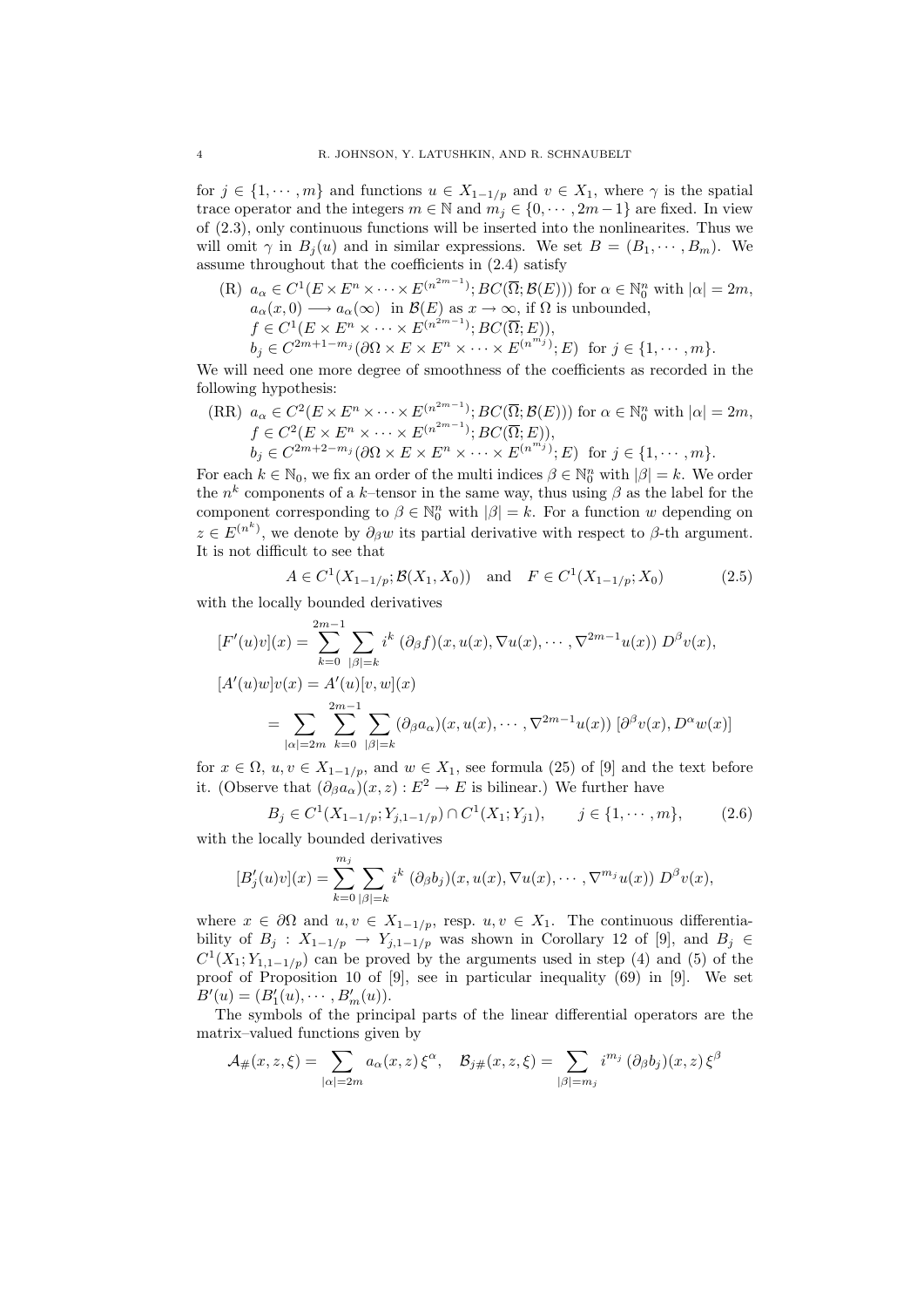for $j \in \{1, \cdots, m\}$ and functions $u \in X_{1-1/p}$ and $v \in X_1$, where $\gamma$ is the spatial trace operator and the integers $m \in \mathbb{N}$ and $m_j \in \{0, \cdots, 2m-1\}$ are fixed. In view of (2.3), only continuous functions will be inserted into the nonlinearites. Thus we will omit $\gamma$ in $B_j(u)$ and in similar expressions. We set $B = (B_1, \cdots, B_m)$. We assume throughout that the coefficients in (2.4) satisfy

(R) $a_\alpha \in C^1(E \times E^n \times \cdots \times E^{(n^{2m-1})}; BC(\overline{\Omega}; \mathcal{B}(E)))$ for $\alpha \in \mathbb{N}_0^n$ with $|\alpha| = 2m$,
$a_\alpha(x, 0) \longrightarrow a_\alpha(\infty)$ in $\mathcal{B}(E)$ as $x \to \infty$, if $\Omega$ is unbounded,
$f \in C^1(E \times E^n \times \cdots \times E^{(n^{2m-1})}; BC(\overline{\Omega}; E))$,
$b_j \in C^{2m+1-m_j}(\partial\Omega \times E \times E^n \times \cdots \times E^{(n^{m_j})}; E)$ for $j \in \{1, \cdots, m\}$.

We will need one more degree of smoothness of the coefficients as recorded in the following hypothesis:

(RR) $a_\alpha \in C^2(E \times E^n \times \cdots \times E^{(n^{2m-1})}; BC(\overline{\Omega}; \mathcal{B}(E)))$ for $\alpha \in \mathbb{N}_0^n$ with $|\alpha| = 2m$,
$f \in C^2(E \times E^n \times \cdots \times E^{(n^{2m-1})}; BC(\overline{\Omega}; E))$,
$b_j \in C^{2m+2-m_j}(\partial\Omega \times E \times E^n \times \cdots \times E^{(n^{m_j})}; E)$ for $j \in \{1, \cdots, m\}$.

For each $k \in \mathbb{N}_0$, we fix an order of the multi indices $\beta \in \mathbb{N}_0^n$ with $|\beta| = k$. We order the $n^k$ components of a $k$–tensor in the same way, thus using $\beta$ as the label for the component corresponding to $\beta \in \mathbb{N}_0^n$ with $|\beta| = k$. For a function $w$ depending on $z \in E^{(n^k)}$, we denote by $\partial_\beta w$ its partial derivative with respect to $\beta$-th argument. It is not difficult to see that

$$A \in C^1(X_{1-1/p}; \mathcal{B}(X_1, X_0)) \quad \text{and} \quad F \in C^1(X_{1-1/p}; X_0) \tag{2.5}$$

with the locally bounded derivatives

$$[F'(u)v](x) = \sum_{k=0}^{2m-1} \sum_{|\beta|=k} i^k \, (\partial_\beta f)(x, u(x), \nabla u(x), \cdots, \nabla^{2m-1} u(x)) \, D^\beta v(x),$$

$$[A'(u)w]v(x) = A'(u)[v, w](x)$$

$$= \sum_{|\alpha|=2m} \sum_{k=0}^{2m-1} \sum_{|\beta|=k} (\partial_\beta a_\alpha)(x, u(x), \cdots, \nabla^{2m-1} u(x)) \, [\partial^\beta v(x), D^\alpha w(x)]$$

for $x \in \Omega$, $u, v \in X_{1-1/p}$, and $w \in X_1$, see formula (25) of [9] and the text before it. (Observe that $(\partial_\beta a_\alpha)(x, z) : E^2 \to E$ is bilinear.) We further have

$$B_j \in C^1(X_{1-1/p}; Y_{j,1-1/p}) \cap C^1(X_1; Y_{j1}), \qquad j \in \{1, \cdots, m\}, \tag{2.6}$$

with the locally bounded derivatives

$$[B_j'(u)v](x) = \sum_{k=0}^{m_j} \sum_{|\beta|=k} i^k \, (\partial_\beta b_j)(x, u(x), \nabla u(x), \cdots, \nabla^{m_j} u(x)) \, D^\beta v(x),$$

where $x \in \partial\Omega$ and $u, v \in X_{1-1/p}$, resp. $u, v \in X_1$. The continuous differentiability of $B_j : X_{1-1/p} \to Y_{j,1-1/p}$ was shown in Corollary 12 of [9], and $B_j \in C^1(X_1; Y_{1,1-1/p})$ can be proved by the arguments used in step (4) and (5) of the proof of Proposition 10 of [9], see in particular inequality (69) in [9]. We set $B'(u) = (B_1'(u), \cdots, B_m'(u))$.

The symbols of the principal parts of the linear differential operators are the matrix–valued functions given by

$$\mathcal{A}_\#(x, z, \xi) = \sum_{|\alpha|=2m} a_\alpha(x, z) \, \xi^\alpha, \quad \mathcal{B}_{j\#}(x, z, \xi) = \sum_{|\beta|=m_j} i^{m_j} \, (\partial_\beta b_j)(x, z) \, \xi^\beta$$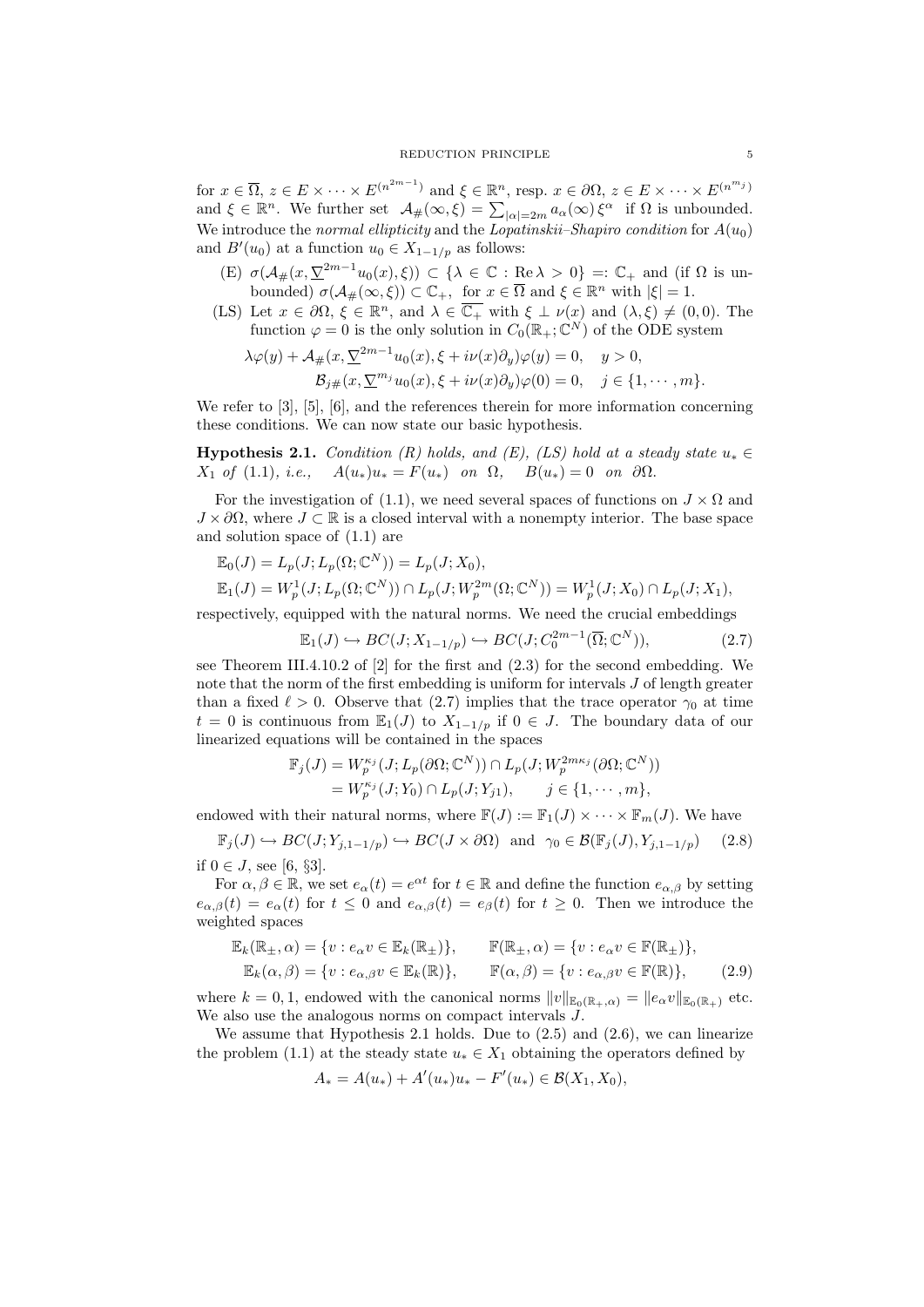for $x \in \overline{\Omega}$, $z \in E \times \cdots \times E^{(n^{2m-1})}$ and $\xi \in \mathbb{R}^n$, resp. $x \in \partial\Omega$, $z \in E \times \cdots \times E^{(n^{m_j})}$ and $\xi \in \mathbb{R}^n$. We further set $\mathcal{A}_\#(\infty,\xi) = \sum_{|\alpha|=2m} a_\alpha(\infty)\,\xi^\alpha$ if $\Omega$ is unbounded. We introduce the *normal ellipticity* and the *Lopatinskii–Shapiro condition* for $A(u_0)$ and $B'(u_0)$ at a function $u_0 \in X_{1-1/p}$ as follows:

- (E) $\sigma(\mathcal{A}_\#(x, \underline{\nabla}^{2m-1}u_0(x),\xi)) \subset \{\lambda \in \mathbb{C} : \operatorname{Re}\lambda > 0\} =: \mathbb{C}_+$ and (if $\Omega$ is unbounded) $\sigma(\mathcal{A}_\#(\infty,\xi)) \subset \mathbb{C}_+$, for $x \in \overline{\Omega}$ and $\xi \in \mathbb{R}^n$ with $|\xi| = 1$.
- (LS) Let $x \in \partial\Omega$, $\xi \in \mathbb{R}^n$, and $\lambda \in \overline{\mathbb{C}_+}$ with $\xi \perp \nu(x)$ and $(\lambda,\xi) \neq (0,0)$. The function $\varphi = 0$ is the only solution in $C_0(\mathbb{R}_+;\mathbb{C}^N)$ of the ODE system

$$\lambda\varphi(y) + \mathcal{A}_\#(x, \underline{\nabla}^{2m-1}u_0(x), \xi + i\nu(x)\partial_y)\varphi(y) = 0, \quad y > 0,$$
$$\mathcal{B}_{j\#}(x, \underline{\nabla}^{m_j}u_0(x), \xi + i\nu(x)\partial_y)\varphi(0) = 0, \quad j \in \{1,\cdots,m\}.$$

We refer to [3], [5], [6], and the references therein for more information concerning these conditions. We can now state our basic hypothesis.

**Hypothesis 2.1.** *Condition (R) holds, and (E), (LS) hold at a steady state $u_* \in X_1$ of (1.1), i.e., $A(u_*)u_* = F(u_*)$ on $\Omega$, $B(u_*) = 0$ on $\partial\Omega$.*

For the investigation of (1.1), we need several spaces of functions on $J \times \Omega$ and $J \times \partial\Omega$, where $J \subset \mathbb{R}$ is a closed interval with a nonempty interior. The base space and solution space of (1.1) are

$$\mathbb{E}_0(J) = L_p(J; L_p(\Omega;\mathbb{C}^N)) = L_p(J; X_0),$$
$$\mathbb{E}_1(J) = W^1_p(J; L_p(\Omega;\mathbb{C}^N)) \cap L_p(J; W^{2m}_p(\Omega;\mathbb{C}^N)) = W^1_p(J; X_0) \cap L_p(J; X_1),$$

respectively, equipped with the natural norms. We need the crucial embeddings

$$\mathbb{E}_1(J) \hookrightarrow BC(J; X_{1-1/p}) \hookrightarrow BC(J; C^{2m-1}_0(\overline{\Omega};\mathbb{C}^N)), \tag{2.7}$$

see Theorem III.4.10.2 of [2] for the first and (2.3) for the second embedding. We note that the norm of the first embedding is uniform for intervals $J$ of length greater than a fixed $\ell > 0$. Observe that (2.7) implies that the trace operator $\gamma_0$ at time $t = 0$ is continuous from $\mathbb{E}_1(J)$ to $X_{1-1/p}$ if $0 \in J$. The boundary data of our linearized equations will be contained in the spaces

$$\mathbb{F}_j(J) = W^{\kappa_j}_p(J; L_p(\partial\Omega;\mathbb{C}^N)) \cap L_p(J; W^{2m\kappa_j}_p(\partial\Omega;\mathbb{C}^N))$$
$$= W^{\kappa_j}_p(J; Y_0) \cap L_p(J; Y_{j1}), \qquad j \in \{1,\cdots,m\},$$

endowed with their natural norms, where $\mathbb{F}(J) := \mathbb{F}_1(J) \times \cdots \times \mathbb{F}_m(J)$. We have

$$\mathbb{F}_j(J) \hookrightarrow BC(J; Y_{j,1-1/p}) \hookrightarrow BC(J \times \partial\Omega) \quad \text{and} \quad \gamma_0 \in \mathcal{B}(\mathbb{F}_j(J), Y_{j,1-1/p}) \tag{2.8}$$

if $0 \in J$, see [6, §3].

For $\alpha, \beta \in \mathbb{R}$, we set $e_\alpha(t) = e^{\alpha t}$ for $t \in \mathbb{R}$ and define the function $e_{\alpha,\beta}$ by setting $e_{\alpha,\beta}(t) = e_\alpha(t)$ for $t \le 0$ and $e_{\alpha,\beta}(t) = e_\beta(t)$ for $t \ge 0$. Then we introduce the weighted spaces

$$\mathbb{E}_k(\mathbb{R}_\pm,\alpha) = \{v : e_\alpha v \in \mathbb{E}_k(\mathbb{R}_\pm)\}, \qquad \mathbb{F}(\mathbb{R}_\pm,\alpha) = \{v : e_\alpha v \in \mathbb{F}(\mathbb{R}_\pm)\},$$
$$\mathbb{E}_k(\alpha,\beta) = \{v : e_{\alpha,\beta} v \in \mathbb{E}_k(\mathbb{R})\}, \qquad \mathbb{F}(\alpha,\beta) = \{v : e_{\alpha,\beta} v \in \mathbb{F}(\mathbb{R})\}, \tag{2.9}$$

where $k = 0,1$, endowed with the canonical norms $\|v\|_{\mathbb{E}_0(\mathbb{R}_+,\alpha)} = \|e_\alpha v\|_{\mathbb{E}_0(\mathbb{R}_+)}$ etc. We also use the analogous norms on compact intervals $J$.

We assume that Hypothesis 2.1 holds. Due to (2.5) and (2.6), we can linearize the problem (1.1) at the steady state $u_* \in X_1$ obtaining the operators defined by

$$A_* = A(u_*) + A'(u_*)u_* - F'(u_*) \in \mathcal{B}(X_1, X_0),$$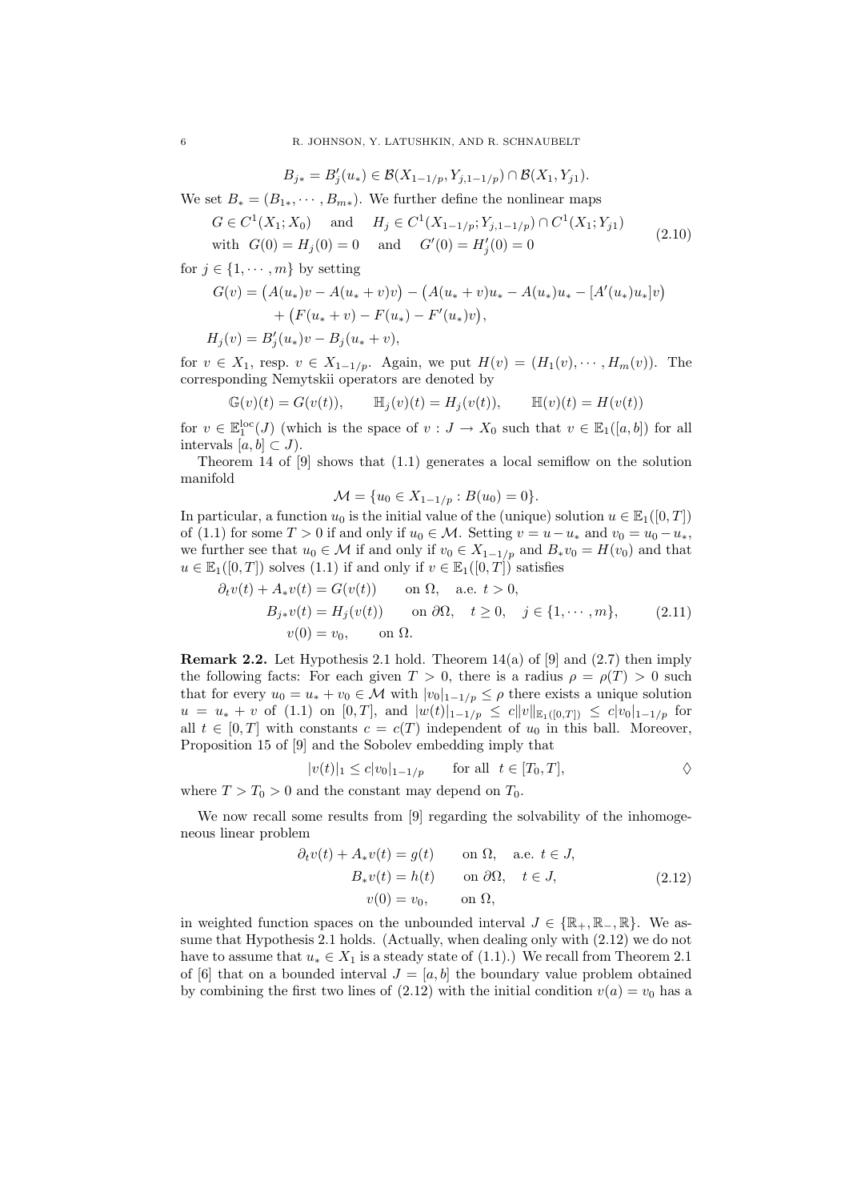$$B_{j*} = B_j'(u_*) \in \mathcal{B}(X_{1-1/p}, Y_{j,1-1/p}) \cap \mathcal{B}(X_1, Y_{j1}).$$

We set $B_* = (B_{1*}, \cdots, B_{m*})$. We further define the nonlinear maps

$$\begin{aligned} &G \in C^1(X_1; X_0) \quad \text{ and } \quad H_j \in C^1(X_{1-1/p}; Y_{j,1-1/p}) \cap C^1(X_1; Y_{j1}) \\ &\text{with } \; G(0) = H_j(0) = 0 \quad \text{ and } \quad G'(0) = H_j'(0) = 0 \end{aligned} \tag{2.10}$$

for $j \in \{1, \cdots, m\}$ by setting

$$\begin{aligned} G(v) &= \big(A(u_*)v - A(u_* + v)v\big) - \big(A(u_* + v)u_* - A(u_*)u_* - [A'(u_*)u_*]v\big) \\ &\quad + \big(F(u_* + v) - F(u_*) - F'(u_*)v\big), \\ H_j(v) &= B_j'(u_*)v - B_j(u_* + v), \end{aligned}$$

for $v \in X_1$, resp. $v \in X_{1-1/p}$. Again, we put $H(v) = (H_1(v), \cdots, H_m(v))$. The corresponding Nemytskii operators are denoted by

$$\mathbb{G}(v)(t) = G(v(t)), \qquad \mathbb{H}_j(v)(t) = H_j(v(t)), \qquad \mathbb{H}(v)(t) = H(v(t))$$

for $v \in \mathbb{E}_1^{\text{loc}}(J)$ (which is the space of $v : J \to X_0$ such that $v \in \mathbb{E}_1([a, b])$ for all intervals $[a, b] \subset J$).

Theorem 14 of [9] shows that (1.1) generates a local semiflow on the solution manifold

$$\mathcal{M} = \{u_0 \in X_{1-1/p} : B(u_0) = 0\}.$$

In particular, a function $u_0$ is the initial value of the (unique) solution $u \in \mathbb{E}_1([0, T])$ of (1.1) for some $T > 0$ if and only if $u_0 \in \mathcal{M}$. Setting $v = u - u_*$ and $v_0 = u_0 - u_*$, we further see that $u_0 \in \mathcal{M}$ if and only if $v_0 \in X_{1-1/p}$ and $B_* v_0 = H(v_0)$ and that $u \in \mathbb{E}_1([0, T])$ solves (1.1) if and only if $v \in \mathbb{E}_1([0, T])$ satisfies

$$\begin{aligned} \partial_t v(t) + A_* v(t) &= G(v(t)) \qquad \text{on } \Omega, \quad \text{a.e. } t > 0, \\ B_{j*} v(t) &= H_j(v(t)) \qquad \text{on } \partial\Omega, \quad t \geq 0, \quad j \in \{1, \cdots, m\}, \\ v(0) &= v_0, \qquad \text{on } \Omega. \end{aligned} \tag{2.11}$$

**Remark 2.2.** Let Hypothesis 2.1 hold. Theorem 14(a) of [9] and (2.7) then imply the following facts: For each given $T > 0$, there is a radius $\rho = \rho(T) > 0$ such that for every $u_0 = u_* + v_0 \in \mathcal{M}$ with $|v_0|_{1-1/p} \leq \rho$ there exists a unique solution $u = u_* + v$ of (1.1) on $[0, T]$, and $|w(t)|_{1-1/p} \leq c\|v\|_{\mathbb{E}_1([0,T])} \leq c|v_0|_{1-1/p}$ for all $t \in [0, T]$ with constants $c = c(T)$ independent of $u_0$ in this ball. Moreover, Proposition 15 of [9] and the Sobolev embedding imply that

$$|v(t)|_1 \leq c|v_0|_{1-1/p} \qquad \text{for all } \; t \in [T_0, T], \qquad\qquad \Diamond$$

where $T > T_0 > 0$ and the constant may depend on $T_0$.

We now recall some results from [9] regarding the solvability of the inhomogeneous linear problem

$$\begin{aligned} \partial_t v(t) + A_* v(t) &= g(t) \qquad \text{on } \Omega, \quad \text{a.e. } t \in J, \\ B_* v(t) &= h(t) \qquad \text{on } \partial\Omega, \quad t \in J, \\ v(0) &= v_0, \qquad \text{on } \Omega, \end{aligned} \tag{2.12}$$

in weighted function spaces on the unbounded interval $J \in \{\mathbb{R}_+, \mathbb{R}_-, \mathbb{R}\}$. We assume that Hypothesis 2.1 holds. (Actually, when dealing only with (2.12) we do not have to assume that $u_* \in X_1$ is a steady state of (1.1).) We recall from Theorem 2.1 of [6] that on a bounded interval $J = [a, b]$ the boundary value problem obtained by combining the first two lines of (2.12) with the initial condition $v(a) = v_0$ has a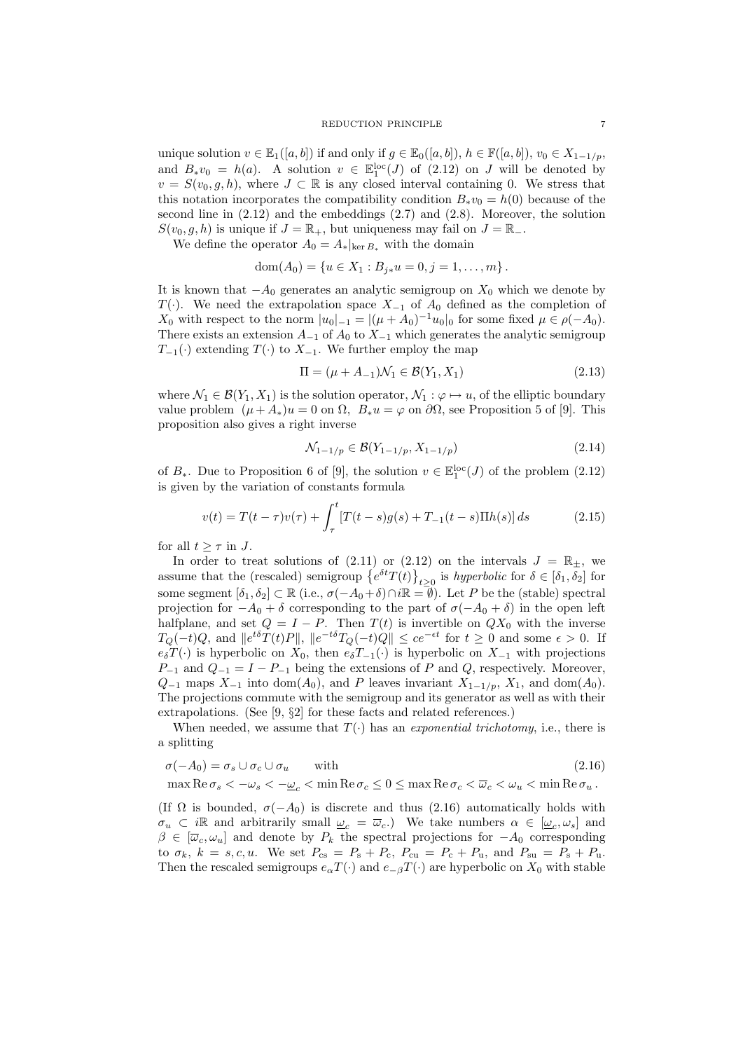unique solution $v \in \mathbb{E}_1([a,b])$ if and only if $g \in \mathbb{E}_0([a,b])$, $h \in \mathbb{F}([a,b])$, $v_0 \in X_{1-1/p}$, and $B_* v_0 = h(a)$. A solution $v \in \mathbb{E}_1^{\mathrm{loc}}(J)$ of (2.12) on $J$ will be denoted by $v = S(v_0, g, h)$, where $J \subset \mathbb{R}$ is any closed interval containing 0. We stress that this notation incorporates the compatibility condition $B_* v_0 = h(0)$ because of the second line in (2.12) and the embeddings (2.7) and (2.8). Moreover, the solution $S(v_0, g, h)$ is unique if $J = \mathbb{R}_+$, but uniqueness may fail on $J = \mathbb{R}_-$.

We define the operator $A_0 = A_*|_{\ker B_*}$ with the domain

$$\operatorname{dom}(A_0) = \{u \in X_1 : B_{j*} u = 0, j = 1, \dots, m\}.$$

It is known that $-A_0$ generates an analytic semigroup on $X_0$ which we denote by $T(\cdot)$. We need the extrapolation space $X_{-1}$ of $A_0$ defined as the completion of $X_0$ with respect to the norm $|u_0|_{-1} = |(\mu + A_0)^{-1} u_0|_0$ for some fixed $\mu \in \rho(-A_0)$. There exists an extension $A_{-1}$ of $A_0$ to $X_{-1}$ which generates the analytic semigroup $T_{-1}(\cdot)$ extending $T(\cdot)$ to $X_{-1}$. We further employ the map

$$\Pi = (\mu + A_{-1}) \mathcal{N}_1 \in \mathcal{B}(Y_1, X_1) \tag{2.13}$$

where $\mathcal{N}_1 \in \mathcal{B}(Y_1, X_1)$ is the solution operator, $\mathcal{N}_1 : \varphi \mapsto u$, of the elliptic boundary value problem $(\mu + A_*) u = 0$ on $\Omega$, $B_* u = \varphi$ on $\partial\Omega$, see Proposition 5 of [9]. This proposition also gives a right inverse

$$\mathcal{N}_{1-1/p} \in \mathcal{B}(Y_{1-1/p}, X_{1-1/p}) \tag{2.14}$$

of $B_*$. Due to Proposition 6 of [9], the solution $v \in \mathbb{E}_1^{\mathrm{loc}}(J)$ of the problem (2.12) is given by the variation of constants formula

$$v(t) = T(t-\tau) v(\tau) + \int_\tau^t [T(t-s) g(s) + T_{-1}(t-s) \Pi h(s)] \, ds \tag{2.15}$$

for all $t \geq \tau$ in $J$.

In order to treat solutions of (2.11) or (2.12) on the intervals $J = \mathbb{R}_\pm$, we assume that the (rescaled) semigroup $\left\{e^{\delta t} T(t)\right\}_{t \geq 0}$ is *hyperbolic* for $\delta \in [\delta_1, \delta_2]$ for some segment $[\delta_1, \delta_2] \subset \mathbb{R}$ (i.e., $\sigma(-A_0 + \delta) \cap i\mathbb{R} = \emptyset$). Let $P$ be the (stable) spectral projection for $-A_0 + \delta$ corresponding to the part of $\sigma(-A_0 + \delta)$ in the open left halfplane, and set $Q = I - P$. Then $T(t)$ is invertible on $QX_0$ with the inverse $T_Q(-t)Q$, and $\|e^{t\delta} T(t) P\|$, $\|e^{-t\delta} T_Q(-t) Q\| \leq c e^{-\epsilon t}$ for $t \geq 0$ and some $\epsilon > 0$. If $e_\delta T(\cdot)$ is hyperbolic on $X_0$, then $e_\delta T_{-1}(\cdot)$ is hyperbolic on $X_{-1}$ with projections $P_{-1}$ and $Q_{-1} = I - P_{-1}$ being the extensions of $P$ and $Q$, respectively. Moreover, $Q_{-1}$ maps $X_{-1}$ into $\operatorname{dom}(A_0)$, and $P$ leaves invariant $X_{1-1/p}$, $X_1$, and $\operatorname{dom}(A_0)$. The projections commute with the semigroup and its generator as well as with their extrapolations. (See [9, §2] for these facts and related references.)

When needed, we assume that $T(\cdot)$ has an *exponential trichotomy*, i.e., there is a splitting

$$\begin{aligned} &\sigma(-A_0) = \sigma_s \cup \sigma_c \cup \sigma_u \qquad \text{with} \\ &\max \operatorname{Re} \sigma_s < -\omega_s < -\underline{\omega}_c < \min \operatorname{Re} \sigma_c \leq 0 \leq \max \operatorname{Re} \sigma_c < \overline{\omega}_c < \omega_u < \min \operatorname{Re} \sigma_u \,. \end{aligned} \tag{2.16}$$

(If $\Omega$ is bounded, $\sigma(-A_0)$ is discrete and thus (2.16) automatically holds with $\sigma_u \subset i\mathbb{R}$ and arbitrarily small $\underline{\omega}_c = \overline{\omega}_c$.) We take numbers $\alpha \in [\underline{\omega}_c, \omega_s]$ and $\beta \in [\overline{\omega}_c, \omega_u]$ and denote by $P_k$ the spectral projections for $-A_0$ corresponding to $\sigma_k$, $k = s, c, u$. We set $P_{\mathrm{cs}} = P_{\mathrm{s}} + P_{\mathrm{c}}$, $P_{\mathrm{cu}} = P_{\mathrm{c}} + P_{\mathrm{u}}$, and $P_{\mathrm{su}} = P_{\mathrm{s}} + P_{\mathrm{u}}$. Then the rescaled semigroups $e_\alpha T(\cdot)$ and $e_{-\beta} T(\cdot)$ are hyperbolic on $X_0$ with stable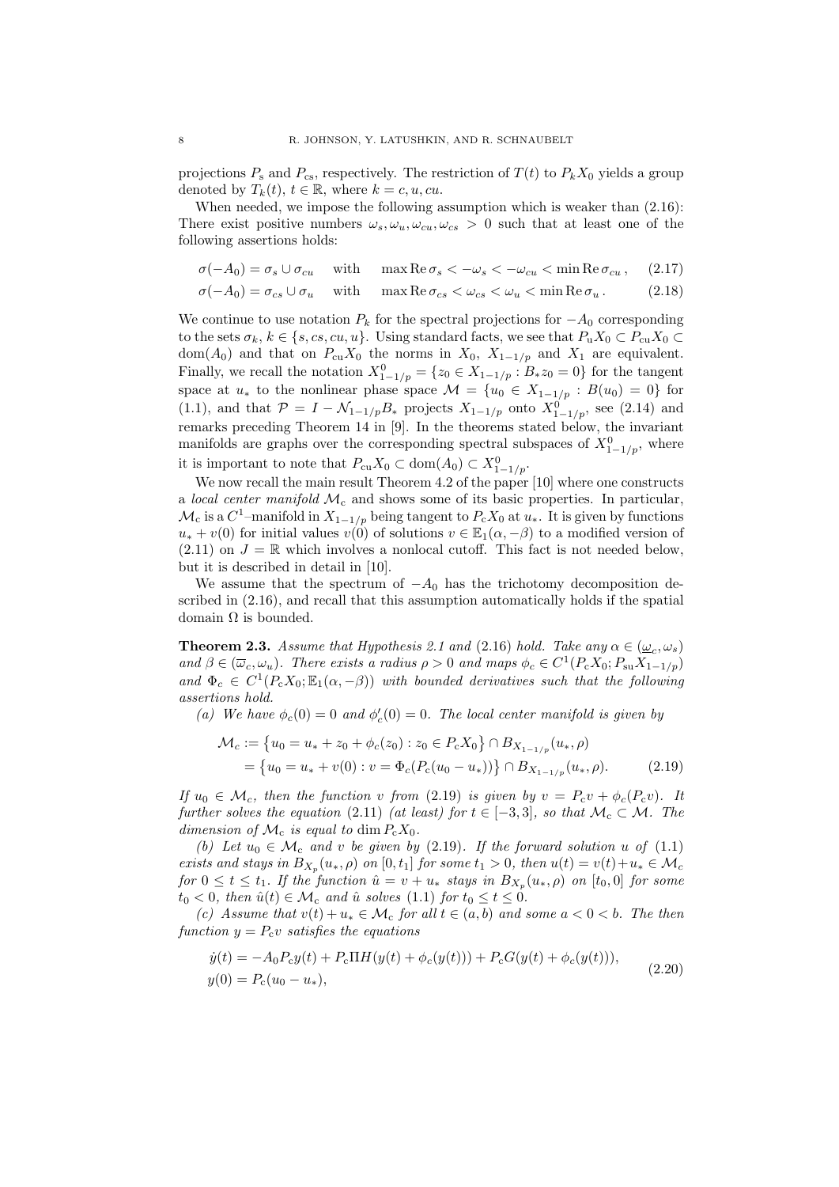projections $P_s$ and $P_{cs}$, respectively. The restriction of $T(t)$ to $P_k X_0$ yields a group denoted by $T_k(t)$, $t \in \mathbb{R}$, where $k = c, u, cu$.

When needed, we impose the following assumption which is weaker than (2.16): There exist positive numbers $\omega_s, \omega_u, \omega_{cu}, \omega_{cs} > 0$ such that at least one of the following assertions holds:

$$\sigma(-A_0) = \sigma_s \cup \sigma_{cu} \quad \text{with} \quad \max \operatorname{Re} \sigma_s < -\omega_s < -\omega_{cu} < \min \operatorname{Re} \sigma_{cu}\,, \tag{2.17}$$

$$\sigma(-A_0) = \sigma_{cs} \cup \sigma_u \quad \text{with} \quad \max \operatorname{Re} \sigma_{cs} < \omega_{cs} < \omega_u < \min \operatorname{Re} \sigma_u\,. \tag{2.18}$$

We continue to use notation $P_k$ for the spectral projections for $-A_0$ corresponding to the sets $\sigma_k$, $k \in \{s, cs, cu, u\}$. Using standard facts, we see that $P_u X_0 \subset P_{cu} X_0 \subset \operatorname{dom}(A_0)$ and that on $P_{cu} X_0$ the norms in $X_0$, $X_{1-1/p}$ and $X_1$ are equivalent. Finally, we recall the notation $X^0_{1-1/p} = \{z_0 \in X_{1-1/p} : B_* z_0 = 0\}$ for the tangent space at $u_*$ to the nonlinear phase space $\mathcal{M} = \{u_0 \in X_{1-1/p} : B(u_0) = 0\}$ for (1.1), and that $\mathcal{P} = I - \mathcal{N}_{1-1/p} B_*$ projects $X_{1-1/p}$ onto $X^0_{1-1/p}$, see (2.14) and remarks preceding Theorem 14 in [9]. In the theorems stated below, the invariant manifolds are graphs over the corresponding spectral subspaces of $X^0_{1-1/p}$, where it is important to note that $P_{cu} X_0 \subset \operatorname{dom}(A_0) \subset X^0_{1-1/p}$.

We now recall the main result Theorem 4.2 of the paper [10] where one constructs a *local center manifold* $\mathcal{M}_c$ and shows some of its basic properties. In particular, $\mathcal{M}_c$ is a $C^1$–manifold in $X_{1-1/p}$ being tangent to $P_c X_0$ at $u_*$. It is given by functions $u_* + v(0)$ for initial values $v(0)$ of solutions $v \in \mathbb{E}_1(\alpha, -\beta)$ to a modified version of (2.11) on $J = \mathbb{R}$ which involves a nonlocal cutoff. This fact is not needed below, but it is described in detail in [10].

We assume that the spectrum of $-A_0$ has the trichotomy decomposition described in (2.16), and recall that this assumption automatically holds if the spatial domain $\Omega$ is bounded.

**Theorem 2.3.** *Assume that Hypothesis 2.1 and (2.16) hold. Take any $\alpha \in (\underline{\omega}_c, \omega_s)$ and $\beta \in (\overline{\omega}_c, \omega_u)$. There exists a radius $\rho > 0$ and maps $\phi_c \in C^1(P_c X_0; P_{su} X_{1-1/p})$ and $\Phi_c \in C^1(P_c X_0; \mathbb{E}_1(\alpha, -\beta))$ with bounded derivatives such that the following assertions hold.*

*(a) We have $\phi_c(0) = 0$ and $\phi_c'(0) = 0$. The local center manifold is given by*

$$\begin{aligned}
\mathcal{M}_c &:= \big\{u_0 = u_* + z_0 + \phi_c(z_0) : z_0 \in P_c X_0\big\} \cap B_{X_{1-1/p}}(u_*, \rho) \\
&= \big\{u_0 = u_* + v(0) : v = \Phi_c(P_c(u_0 - u_*))\big\} \cap B_{X_{1-1/p}}(u_*, \rho).
\end{aligned} \tag{2.19}$$

*If $u_0 \in \mathcal{M}_c$, then the function $v$ from (2.19) is given by $v = P_c v + \phi_c(P_c v)$. It further solves the equation (2.11) (at least) for $t \in [-3, 3]$, so that $\mathcal{M}_c \subset \mathcal{M}$. The dimension of $\mathcal{M}_c$ is equal to $\dim P_c X_0$.*

*(b) Let $u_0 \in \mathcal{M}_c$ and $v$ be given by (2.19). If the forward solution $u$ of (1.1) exists and stays in $B_{X_p}(u_*, \rho)$ on $[0, t_1]$ for some $t_1 > 0$, then $u(t) = v(t) + u_* \in \mathcal{M}_c$ for $0 \le t \le t_1$. If the function $\hat{u} = v + u_*$ stays in $B_{X_p}(u_*, \rho)$ on $[t_0, 0]$ for some $t_0 < 0$, then $\hat{u}(t) \in \mathcal{M}_c$ and $\hat{u}$ solves (1.1) for $t_0 \le t \le 0$.*

*(c) Assume that $v(t) + u_* \in \mathcal{M}_c$ for all $t \in (a, b)$ and some $a < 0 < b$. The then function $y = P_c v$ satisfies the equations*

$$\begin{aligned}
&\dot{y}(t) = -A_0 P_c y(t) + P_c \Pi H(y(t) + \phi_c(y(t))) + P_c G(y(t) + \phi_c(y(t))), \\
&y(0) = P_c(u_0 - u_*),
\end{aligned} \tag{2.20}$$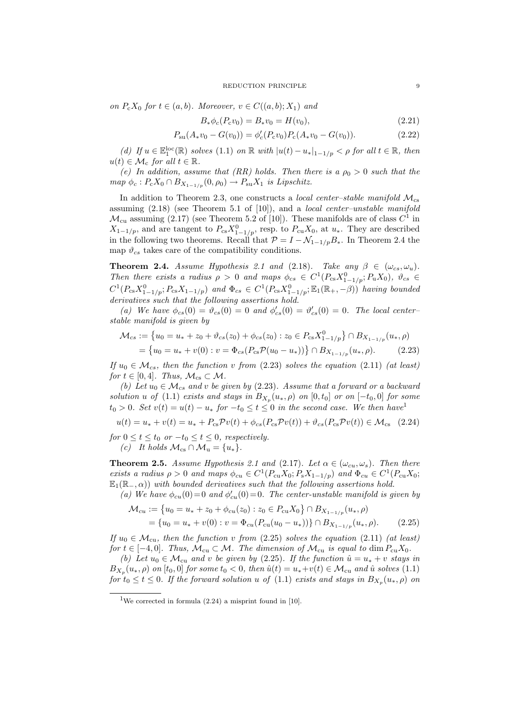*on $P_c X_0$ for $t \in (a,b)$. Moreover, $v \in C((a,b); X_1)$ and*

$$B_* \phi_c(P_c v_0) = B_* v_0 = H(v_0), \tag{2.21}$$

$$P_{su}(A_* v_0 - G(v_0)) = \phi_c'(P_c v_0) P_c (A_* v_0 - G(v_0)). \tag{2.22}$$

*(d) If $u \in \mathbb{E}_1^{\mathrm{loc}}(\mathbb{R})$ solves (1.1) on $\mathbb{R}$ with $|u(t) - u_*|_{1-1/p} < \rho$ for all $t \in \mathbb{R}$, then $u(t) \in \mathcal{M}_c$ for all $t \in \mathbb{R}$.*

*(e) In addition, assume that (RR) holds. Then there is a $\rho_0 > 0$ such that the map $\phi_c : P_c X_0 \cap B_{X_{1-1/p}}(0, \rho_0) \to P_{su} X_1$ is Lipschitz.*

In addition to Theorem 2.3, one constructs a *local center–stable manifold* $\mathcal{M}_{cs}$ assuming (2.18) (see Theorem 5.1 of [10]), and a *local center–unstable manifold* $\mathcal{M}_{cu}$ assuming (2.17) (see Theorem 5.2 of [10]). These manifolds are of class $C^1$ in $X_{1-1/p}$, and are tangent to $P_{cs} X^0_{1-1/p}$, resp. to $P_{cu} X_0$, at $u_*$. They are described in the following two theorems. Recall that $\mathcal{P} = I - \mathcal{N}_{1-1/p} B_*$. In Theorem 2.4 the map $\vartheta_{cs}$ takes care of the compatibility conditions.

**Theorem 2.4.** *Assume Hypothesis 2.1 and (2.18). Take any $\beta \in (\omega_{cs}, \omega_u)$. Then there exists a radius $\rho > 0$ and maps $\phi_{cs} \in C^1(P_{cs} X^0_{1-1/p}; P_u X_0)$, $\vartheta_{cs} \in C^1(P_{cs} X^0_{1-1/p}; P_{cs} X_{1-1/p})$ and $\Phi_{cs} \in C^1(P_{cs} X^0_{1-1/p}; \mathbb{E}_1(\mathbb{R}_+, -\beta))$ having bounded derivatives such that the following assertions hold.*

*(a) We have $\phi_{cs}(0) = \vartheta_{cs}(0) = 0$ and $\phi_{cs}'(0) = \vartheta_{cs}'(0) = 0$. The local center–stable manifold is given by*

$$\begin{aligned}
\mathcal{M}_{cs} &:= \big\{ u_0 = u_* + z_0 + \vartheta_{cs}(z_0) + \phi_{cs}(z_0) : z_0 \in P_{cs} X^0_{1-1/p} \big\} \cap B_{X_{1-1/p}}(u_*, \rho) \\
&= \big\{ u_0 = u_* + v(0) : v = \Phi_{cs}(P_{cs} \mathcal{P}(u_0 - u_*)) \big\} \cap B_{X_{1-1/p}}(u_*, \rho).
\end{aligned} \tag{2.23}$$

*If $u_0 \in \mathcal{M}_{cs}$, then the function $v$ from (2.23) solves the equation (2.11) (at least) for $t \in [0, 4]$. Thus, $\mathcal{M}_{cs} \subset \mathcal{M}$.*

*(b) Let $u_0 \in \mathcal{M}_{cs}$ and $v$ be given by (2.23). Assume that a forward or a backward solution $u$ of (1.1) exists and stays in $B_{X_p}(u_*, \rho)$ on $[0, t_0]$ or on $[-t_0, 0]$ for some $t_0 > 0$. Set $v(t) = u(t) - u_*$ for $-t_0 \le t \le 0$ in the second case. We then have*[1]

$$u(t) = u_* + v(t) = u_* + P_{cs} \mathcal{P} v(t) + \phi_{cs}(P_{cs} \mathcal{P} v(t)) + \vartheta_{cs}(P_{cs} \mathcal{P} v(t)) \in \mathcal{M}_{cs} \tag{2.24}$$

*for $0 \le t \le t_0$ or $-t_0 \le t \le 0$, respectively.*

*(c) It holds $\mathcal{M}_{cs} \cap \mathcal{M}_u = \{u_*\}$.*

**Theorem 2.5.** *Assume Hypothesis 2.1 and (2.17). Let $\alpha \in (\omega_{cu}, \omega_s)$. Then there exists a radius $\rho > 0$ and maps $\phi_{cu} \in C^1(P_{cu} X_0; P_s X_{1-1/p})$ and $\Phi_{cu} \in C^1(P_{cu} X_0; \mathbb{E}_1(\mathbb{R}_-, \alpha))$ with bounded derivatives such that the following assertions hold.*

*(a) We have $\phi_{cu}(0) = 0$ and $\phi_{cu}'(0) = 0$. The center-unstable manifold is given by*

$$\begin{aligned}
\mathcal{M}_{cu} &:= \big\{ u_0 = u_* + z_0 + \phi_{cu}(z_0) : z_0 \in P_{cu} X_0 \big\} \cap B_{X_{1-1/p}}(u_*, \rho) \\
&= \{ u_0 = u_* + v(0) : v = \Phi_{cu}(P_{cu}(u_0 - u_*)) \} \cap B_{X_{1-1/p}}(u_*, \rho).
\end{aligned} \tag{2.25}$$

*If $u_0 \in \mathcal{M}_{cu}$, then the function $v$ from (2.25) solves the equation (2.11) (at least) for $t \in [-4, 0]$. Thus, $\mathcal{M}_{cu} \subset \mathcal{M}$. The dimension of $\mathcal{M}_{cu}$ is equal to $\dim P_{cu} X_0$.*

*(b) Let $u_0 \in \mathcal{M}_{cu}$ and $v$ be given by (2.25). If the function $\hat{u} = u_* + v$ stays in $B_{X_p}(u_*, \rho)$ on $[t_0, 0]$ for some $t_0 < 0$, then $\hat{u}(t) = u_* + v(t) \in \mathcal{M}_{cu}$ and $\hat{u}$ solves (1.1) for $t_0 \le t \le 0$. If the forward solution $u$ of (1.1) exists and stays in $B_{X_p}(u_*, \rho)$ on*

[1] We corrected in formula (2.24) a misprint found in [10].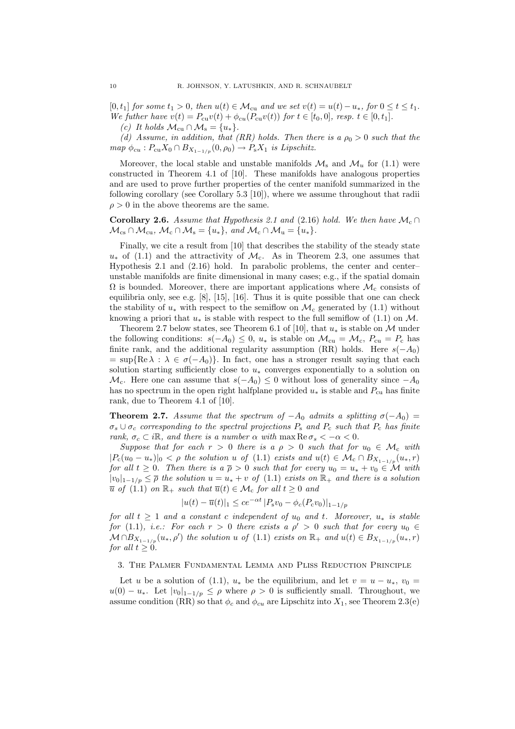$[0, t_1]$ *for some* $t_1 > 0$, *then* $u(t) \in \mathcal{M}_{\rm cu}$ *and we set* $v(t) = u(t) - u_*$, *for* $0 \le t \le t_1$. *We futher have* $v(t) = P_{\rm cu}v(t) + \phi_{cu}(P_{\rm cu}v(t))$ *for* $t \in [t_0, 0]$, *resp.* $t \in [0, t_1]$.

*(c) It holds* $\mathcal{M}_{\rm cu} \cap \mathcal{M}_{\rm s} = \{u_*\}$.

*(d) Assume, in addition, that (RR) holds. Then there is a* $\rho_0 > 0$ *such that the map* $\phi_{cu} : P_{\rm cu}X_0 \cap B_{X_{1-1/p}}(0, \rho_0) \to P_{\rm s}X_1$ *is Lipschitz.*

Moreover, the local stable and unstable manifolds $\mathcal{M}_{\rm s}$ and $\mathcal{M}_u$ for (1.1) were constructed in Theorem 4.1 of [10]. These manifolds have analogous properties and are used to prove further properties of the center manifold summarized in the following corollary (see Corollary 5.3 [10]), where we assume throughout that radii $\rho > 0$ in the above theorems are the same.

**Corollary 2.6.** *Assume that Hypothesis 2.1 and* (2.16) *hold. We then have* $\mathcal{M}_{\rm c} \cap \mathcal{M}_{\rm cs} \cap \mathcal{M}_{\rm cu}$, $\mathcal{M}_{\rm c} \cap \mathcal{M}_{\rm s} = \{u_*\}$, *and* $\mathcal{M}_{\rm c} \cap \mathcal{M}_{\rm u} = \{u_*\}$.

Finally, we cite a result from [10] that describes the stability of the steady state $u_*$ of (1.1) and the attractivity of $\mathcal{M}_{\rm c}$. As in Theorem 2.3, one assumes that Hypothesis 2.1 and (2.16) hold. In parabolic problems, the center and center–unstable manifolds are finite dimensional in many cases; e.g., if the spatial domain $\Omega$ is bounded. Moreover, there are important applications where $\mathcal{M}_{\rm c}$ consists of equilibria only, see e.g. [8], [15], [16]. Thus it is quite possible that one can check the stability of $u_*$ with respect to the semiflow on $\mathcal{M}_{\rm c}$ generated by (1.1) without knowing a priori that $u_*$ is stable with respect to the full semiflow of (1.1) on $\mathcal{M}$.

Theorem 2.7 below states, see Theorem 6.1 of [10], that $u_*$ is stable on $\mathcal{M}$ under the following conditions: $s(-A_0) \le 0$, $u_*$ is stable on $\mathcal{M}_{\rm cu} = \mathcal{M}_{\rm c}$, $P_{\rm cu} = P_{\rm c}$ has finite rank, and the additional regularity assumption (RR) holds. Here $s(-A_0) = \sup\{\operatorname{Re}\lambda : \lambda \in \sigma(-A_0)\}$. In fact, one has a stronger result saying that each solution starting sufficiently close to $u_*$ converges exponentially to a solution on $\mathcal{M}_{\rm c}$. Here one can assume that $s(-A_0) \le 0$ without loss of generality since $-A_0$ has no spectrum in the open right halfplane provided $u_*$ is stable and $P_{\rm cu}$ has finite rank, due to Theorem 4.1 of [10].

**Theorem 2.7.** *Assume that the spectrum of* $-A_0$ *admits a splitting* $\sigma(-A_0) = \sigma_s \cup \sigma_c$ *corresponding to the spectral projections* $P_{\rm s}$ *and* $P_{\rm c}$ *such that* $P_{\rm c}$ *has finite rank,* $\sigma_c \subset i\mathbb{R}$, *and there is a number* $\alpha$ *with* $\max \operatorname{Re}\sigma_s < -\alpha < 0$.

*Suppose that for each* $r > 0$ *there is a* $\rho > 0$ *such that for* $u_0 \in \mathcal{M}_{\rm c}$ *with* $|P_{\rm c}(u_0 - u_*)|_0 < \rho$ *the solution* $u$ *of* (1.1) *exists and* $u(t) \in \mathcal{M}_{\rm c} \cap B_{X_{1-1/p}}(u_*, r)$ *for all* $t \ge 0$. *Then there is a* $\overline{\rho} > 0$ *such that for every* $u_0 = u_* + v_0 \in \mathcal{M}$ *with* $|v_0|_{1-1/p} \le \overline{\rho}$ *the solution* $u = u_* + v$ *of* (1.1) *exists on* $\mathbb{R}_+$ *and there is a solution* $\overline{u}$ *of* (1.1) *on* $\mathbb{R}_+$ *such that* $\overline{u}(t) \in \mathcal{M}_{\rm c}$ *for all* $t \ge 0$ *and*

$$|u(t) - \overline{u}(t)|_1 \le ce^{-\alpha t}\,|P_{\rm s}v_0 - \phi_c(P_{\rm c}v_0)|_{1-1/p}$$

*for all* $t \ge 1$ *and a constant* $c$ *independent of* $u_0$ *and* $t$. *Moreover,* $u_*$ *is stable for* (1.1), *i.e.: For each* $r > 0$ *there exists a* $\rho' > 0$ *such that for every* $u_0 \in \mathcal{M} \cap B_{X_{1-1/p}}(u_*, \rho')$ *the solution* $u$ *of* (1.1) *exists on* $\mathbb{R}_+$ *and* $u(t) \in B_{X_{1-1/p}}(u_*, r)$ *for all* $t \ge 0$.

## 3. The Palmer Fundamental Lemma and Pliss Reduction Principle

Let $u$ be a solution of (1.1), $u_*$ be the equilibrium, and let $v = u - u_*$, $v_0 = u(0) - u_*$. Let $|v_0|_{1-1/p} \le \rho$ where $\rho > 0$ is sufficiently small. Throughout, we assume condition (RR) so that $\phi_c$ and $\phi_{cu}$ are Lipschitz into $X_1$, see Theorem 2.3(e)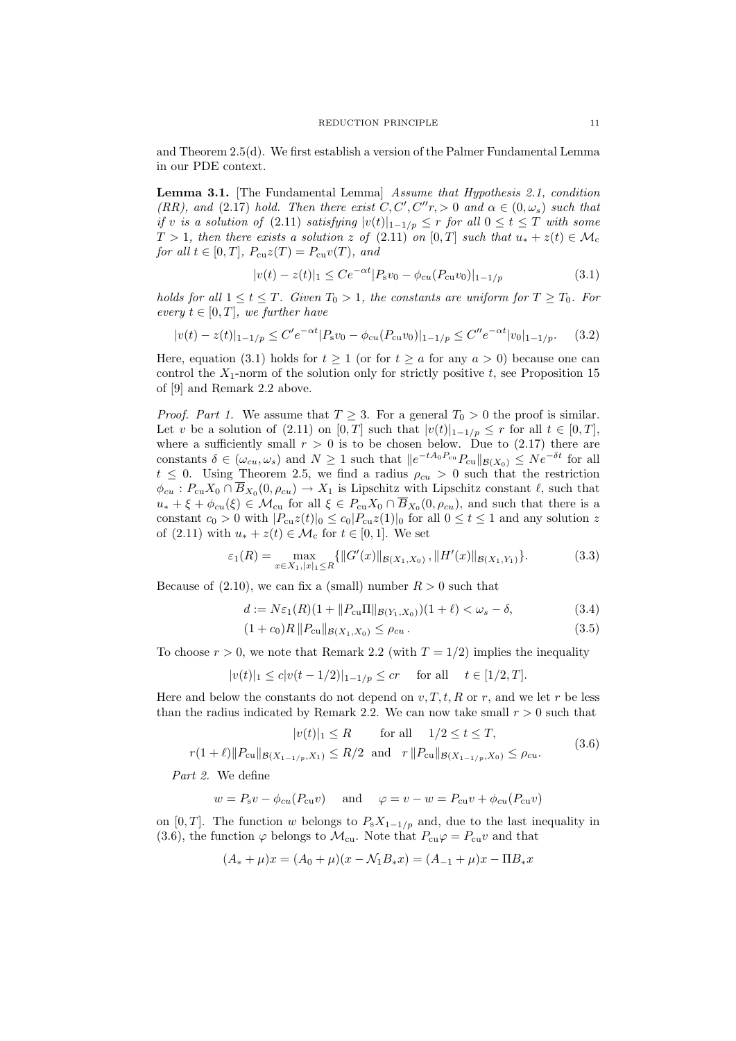and Theorem 2.5(d). We first establish a version of the Palmer Fundamental Lemma in our PDE context.

**Lemma 3.1.** [The Fundamental Lemma] *Assume that Hypothesis 2.1, condition (RR), and (2.17) hold. Then there exist $C, C', C''r, > 0$ and $\alpha \in (0, \omega_s)$ such that if $v$ is a solution of (2.11) satisfying $|v(t)|_{1-1/p} \le r$ for all $0 \le t \le T$ with some $T > 1$, then there exists a solution $z$ of (2.11) on $[0,T]$ such that $u_* + z(t) \in \mathcal{M}_{\rm c}$ for all $t \in [0,T]$, $P_{\rm cu} z(T) = P_{\rm cu} v(T)$, and*

$$|v(t) - z(t)|_1 \le Ce^{-\alpha t}|P_{\rm s} v_0 - \phi_{cu}(P_{\rm cu} v_0)|_{1-1/p} \tag{3.1}$$

*holds for all $1 \le t \le T$. Given $T_0 > 1$, the constants are uniform for $T \ge T_0$. For every $t \in [0,T]$, we further have*

$$|v(t) - z(t)|_{1-1/p} \le C'e^{-\alpha t}|P_{\rm s} v_0 - \phi_{cu}(P_{\rm cu} v_0)|_{1-1/p} \le C''e^{-\alpha t}|v_0|_{1-1/p}. \tag{3.2}$$

Here, equation (3.1) holds for $t \ge 1$ (or for $t \ge a$ for any $a > 0$) because one can control the $X_1$-norm of the solution only for strictly positive $t$, see Proposition 15 of [9] and Remark 2.2 above.

*Proof. Part 1.* We assume that $T \ge 3$. For a general $T_0 > 0$ the proof is similar. Let $v$ be a solution of (2.11) on $[0,T]$ such that $|v(t)|_{1-1/p} \le r$ for all $t \in [0,T]$, where a sufficiently small $r > 0$ is to be chosen below. Due to (2.17) there are constants $\delta \in (\omega_{cu}, \omega_s)$ and $N \ge 1$ such that $\|e^{-tA_0 P_{\rm cu}} P_{\rm cu}\|_{\mathcal{B}(X_0)} \le Ne^{-\delta t}$ for all $t \le 0$. Using Theorem 2.5, we find a radius $\rho_{cu} > 0$ such that the restriction $\phi_{cu} : P_{\rm cu} X_0 \cap \overline{B}_{X_0}(0, \rho_{cu}) \to X_1$ is Lipschitz with Lipschitz constant $\ell$, such that $u_* + \xi + \phi_{cu}(\xi) \in \mathcal{M}_{\rm cu}$ for all $\xi \in P_{\rm cu} X_0 \cap \overline{B}_{X_0}(0, \rho_{cu})$, and such that there is a constant $c_0 > 0$ with $|P_{\rm cu} z(t)|_0 \le c_0 |P_{\rm cu} z(1)|_0$ for all $0 \le t \le 1$ and any solution $z$ of (2.11) with $u_* + z(t) \in \mathcal{M}_{\rm c}$ for $t \in [0,1]$. We set

$$\varepsilon_1(R) = \max_{x \in X_1, |x|_1 \le R} \{\|G'(x)\|_{\mathcal{B}(X_1,X_0)}, \|H'(x)\|_{\mathcal{B}(X_1,Y_1)}\}. \tag{3.3}$$

Because of (2.10), we can fix a (small) number $R > 0$ such that

$$d := N\varepsilon_1(R)(1 + \|P_{\rm cu}\Pi\|_{\mathcal{B}(Y_1,X_0)})(1+\ell) < \omega_s - \delta, \tag{3.4}$$

$$(1 + c_0)R\,\|P_{\rm cu}\|_{\mathcal{B}(X_1,X_0)} \le \rho_{cu}\,. \tag{3.5}$$

To choose $r > 0$, we note that Remark 2.2 (with $T = 1/2$) implies the inequality

$$|v(t)|_1 \le c|v(t - 1/2)|_{1-1/p} \le cr \quad \text{ for all } \quad t \in [1/2, T].$$

Here and below the constants do not depend on $v, T, t, R$ or $r$, and we let $r$ be less than the radius indicated by Remark 2.2. We can now take small $r > 0$ such that

$$\begin{gathered} |v(t)|_1 \le R \qquad \text{for all} \quad 1/2 \le t \le T, \\ r(1+\ell)\|P_{\rm cu}\|_{\mathcal{B}(X_{1-1/p},X_1)} \le R/2 \;\text{ and }\; r\,\|P_{\rm cu}\|_{\mathcal{B}(X_{1-1/p},X_0)} \le \rho_{cu}. \end{gathered} \tag{3.6}$$

*Part 2.* We define

$$w = P_{\rm s} v - \phi_{cu}(P_{\rm cu} v) \quad \text{ and } \quad \varphi = v - w = P_{\rm cu} v + \phi_{cu}(P_{\rm cu} v)$$

on $[0,T]$. The function $w$ belongs to $P_{\rm s} X_{1-1/p}$ and, due to the last inequality in (3.6), the function $\varphi$ belongs to $\mathcal{M}_{\rm cu}$. Note that $P_{\rm cu}\varphi = P_{\rm cu} v$ and that

$$(A_* + \mu)x = (A_0 + \mu)(x - \mathcal{N}_1 B_* x) = (A_{-1} + \mu)x - \Pi B_* x$$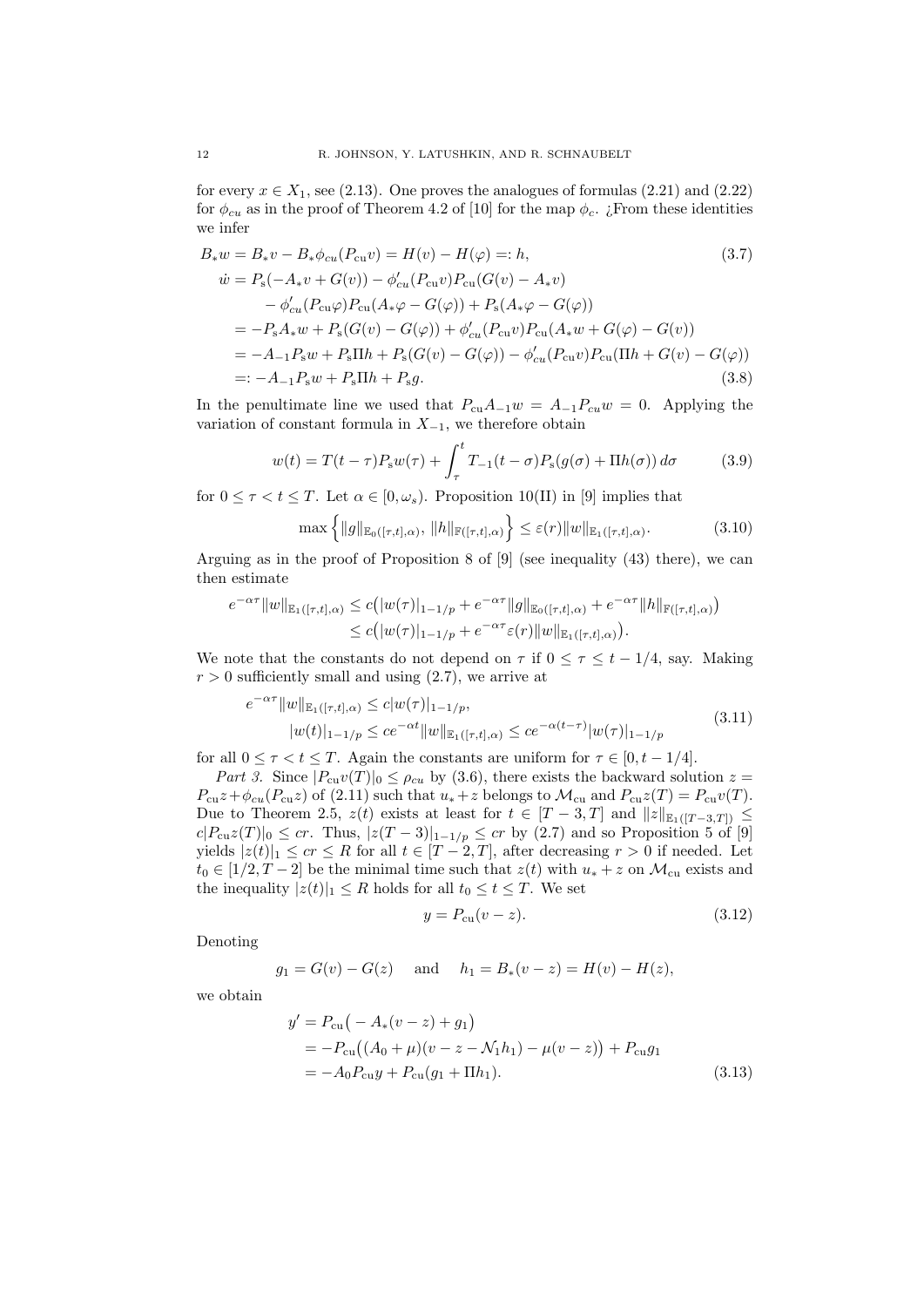for every $x \in X_1$, see (2.13). One proves the analogues of formulas (2.21) and (2.22) for $\phi_{cu}$ as in the proof of Theorem 4.2 of [10] for the map $\phi_c$. ¿From these identities we infer

$$
\begin{aligned}
B_* w &= B_* v - B_* \phi_{cu}(P_{\rm cu} v) = H(v) - H(\varphi) =: h, \qquad (3.7)\\
\dot{w} &= P_{\rm s}(-A_* v + G(v)) - \phi_{cu}'(P_{\rm cu} v) P_{\rm cu}(G(v) - A_* v) \\
&\quad - \phi_{cu}'(P_{\rm cu}\varphi) P_{\rm cu}(A_*\varphi - G(\varphi)) + P_{\rm s}(A_*\varphi - G(\varphi)) \\
&= -P_{\rm s} A_* w + P_{\rm s}(G(v) - G(\varphi)) + \phi_{cu}'(P_{\rm cu} v) P_{\rm cu}(A_* w + G(\varphi) - G(v)) \\
&= -A_{-1} P_{\rm s} w + P_{\rm s}\Pi h + P_{\rm s}(G(v) - G(\varphi)) - \phi_{cu}'(P_{\rm cu} v) P_{\rm cu}(\Pi h + G(v) - G(\varphi)) \\
&=: -A_{-1} P_{\rm s} w + P_{\rm s}\Pi h + P_{\rm s} g. \qquad (3.8)
\end{aligned}
$$

In the penultimate line we used that $P_{\rm cu} A_{-1} w = A_{-1} P_{cu} w = 0$. Applying the variation of constant formula in $X_{-1}$, we therefore obtain

$$
w(t) = T(t-\tau) P_{\rm s} w(\tau) + \int_\tau^t T_{-1}(t-\sigma) P_{\rm s}(g(\sigma) + \Pi h(\sigma))\, d\sigma \qquad (3.9)
$$

for $0 \le \tau < t \le T$. Let $\alpha \in [0, \omega_s)$. Proposition 10(II) in [9] implies that

$$
\max\Big\{ \|g\|_{\mathbb{E}_0([\tau,t],\alpha)},\, \|h\|_{\mathbb{F}([\tau,t],\alpha)} \Big\} \le \varepsilon(r) \|w\|_{\mathbb{E}_1([\tau,t],\alpha)}. \qquad (3.10)
$$

Arguing as in the proof of Proposition 8 of [9] (see inequality (43) there), we can then estimate

$$
\begin{aligned}
e^{-\alpha\tau} \|w\|_{\mathbb{E}_1([\tau,t],\alpha)} &\le c\big(|w(\tau)|_{1-1/p} + e^{-\alpha\tau}\|g\|_{\mathbb{E}_0([\tau,t],\alpha)} + e^{-\alpha\tau}\|h\|_{\mathbb{F}([\tau,t],\alpha)}\big) \\
&\le c\big(|w(\tau)|_{1-1/p} + e^{-\alpha\tau}\varepsilon(r)\|w\|_{\mathbb{E}_1([\tau,t],\alpha)}\big).
\end{aligned}
$$

We note that the constants do not depend on $\tau$ if $0 \le \tau \le t - 1/4$, say. Making $r > 0$ sufficiently small and using (2.7), we arrive at

$$
\begin{aligned}
e^{-\alpha\tau} \|w\|_{\mathbb{E}_1([\tau,t],\alpha)} &\le c |w(\tau)|_{1-1/p}, \\
|w(t)|_{1-1/p} &\le c e^{-\alpha t} \|w\|_{\mathbb{E}_1([\tau,t],\alpha)} \le c e^{-\alpha(t-\tau)} |w(\tau)|_{1-1/p}
\end{aligned} \qquad (3.11)
$$

for all $0 \le \tau < t \le T$. Again the constants are uniform for $\tau \in [0, t - 1/4]$.

*Part 3.* Since $|P_{\rm cu} v(T)|_0 \le \rho_{cu}$ by (3.6), there exists the backward solution $z = P_{\rm cu} z + \phi_{cu}(P_{\rm cu} z)$ of (2.11) such that $u_* + z$ belongs to $\mathcal{M}_{\rm cu}$ and $P_{\rm cu} z(T) = P_{\rm cu} v(T)$. Due to Theorem 2.5, $z(t)$ exists at least for $t \in [T-3, T]$ and $\|z\|_{\mathbb{E}_1([T-3,T])} \le c|P_{\rm cu} z(T)|_0 \le cr$. Thus, $|z(T-3)|_{1-1/p} \le cr$ by (2.7) and so Proposition 5 of [9] yields $|z(t)|_1 \le cr \le R$ for all $t \in [T-2, T]$, after decreasing $r > 0$ if needed. Let $t_0 \in [1/2, T-2]$ be the minimal time such that $z(t)$ with $u_* + z$ on $\mathcal{M}_{\rm cu}$ exists and the inequality $|z(t)|_1 \le R$ holds for all $t_0 \le t \le T$. We set

$$
y = P_{\rm cu}(v - z). \qquad (3.12)
$$

Denoting

$$
g_1 = G(v) - G(z) \quad \text{and} \quad h_1 = B_*(v - z) = H(v) - H(z),
$$

we obtain

$$
\begin{aligned}
y' &= P_{\rm cu}\big(-A_*(v - z) + g_1\big) \\
&= -P_{\rm cu}\big((A_0 + \mu)(v - z - \mathcal{N}_1 h_1) - \mu(v - z)\big) + P_{\rm cu} g_1 \\
&= -A_0 P_{\rm cu} y + P_{\rm cu}(g_1 + \Pi h_1).
\end{aligned} \qquad (3.13)
$$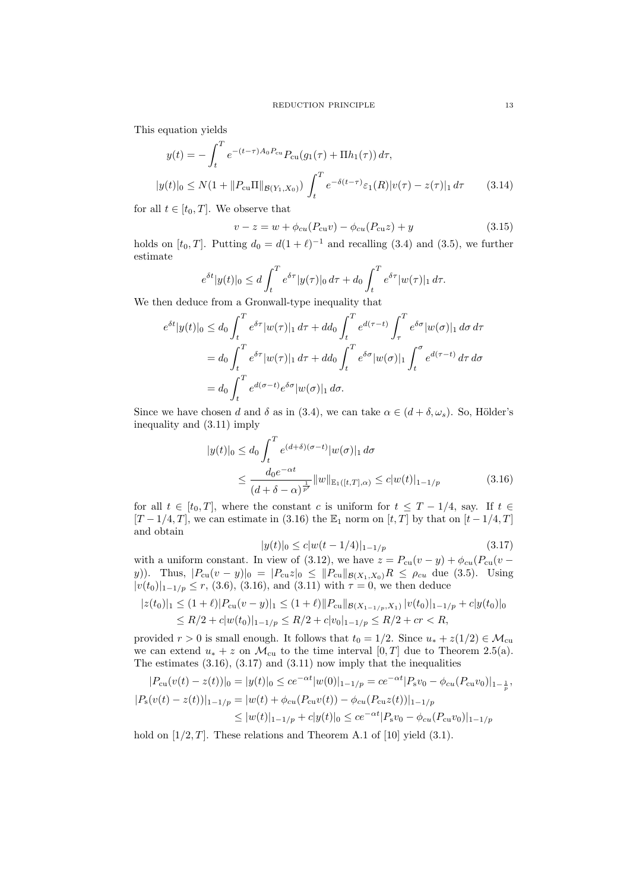This equation yields

$$
\begin{aligned}
y(t) &= -\int_t^T e^{-(t-\tau)A_0 P_{\mathrm{cu}}} P_{\mathrm{cu}}(g_1(\tau) + \Pi h_1(\tau))\, d\tau, \\
|y(t)|_0 &\le N(1 + \|P_{\mathrm{cu}}\Pi\|_{\mathcal{B}(Y_1,X_0)}) \int_t^T e^{-\delta(t-\tau)} \varepsilon_1(R) |v(\tau) - z(\tau)|_1 \, d\tau \qquad (3.14)
\end{aligned}
$$

for all $t \in [t_0, T]$. We observe that

$$
v - z = w + \phi_{cu}(P_{\mathrm{cu}} v) - \phi_{cu}(P_{\mathrm{cu}} z) + y \qquad (3.15)
$$

holds on $[t_0, T]$. Putting $d_0 = d(1+\ell)^{-1}$ and recalling (3.4) and (3.5), we further estimate

$$
e^{\delta t}|y(t)|_0 \le d \int_t^T e^{\delta \tau} |y(\tau)|_0 \, d\tau + d_0 \int_t^T e^{\delta\tau} |w(\tau)|_1 \, d\tau.
$$

We then deduce from a Gronwall-type inequality that

$$
\begin{aligned}
e^{\delta t}|y(t)|_0 &\le d_0 \int_t^T e^{\delta\tau}|w(\tau)|_1 \, d\tau + d d_0 \int_t^T e^{d(\tau - t)} \int_\tau^T e^{\delta\sigma} |w(\sigma)|_1 \, d\sigma \, d\tau \\
&= d_0 \int_t^T e^{\delta\tau}|w(\tau)|_1 \, d\tau + d d_0 \int_t^T e^{\delta\sigma} |w(\sigma)|_1 \int_t^\sigma e^{d(\tau-t)} \, d\tau \, d\sigma \\
&= d_0 \int_t^T e^{d(\sigma - t)} e^{\delta\sigma} |w(\sigma)|_1 \, d\sigma.
\end{aligned}
$$

Since we have chosen $d$ and $\delta$ as in (3.4), we can take $\alpha \in (d + \delta, \omega_s)$. So, Hölder's inequality and (3.11) imply

$$
\begin{aligned}
|y(t)|_0 &\le d_0 \int_t^T e^{(d+\delta)(\sigma - t)} |w(\sigma)|_1 \, d\sigma \\
&\le \frac{d_0 e^{-\alpha t}}{(d + \delta - \alpha)^{\frac{1}{p'}}} \|w\|_{\mathbb{E}_1([t,T],\alpha)} \le c |w(t)|_{1-1/p} \qquad (3.16)
\end{aligned}
$$

for all $t \in [t_0, T]$, where the constant $c$ is uniform for $t \le T - 1/4$, say. If $t \in [T - 1/4, T]$, we can estimate in (3.16) the $\mathbb{E}_1$ norm on $[t, T]$ by that on $[t - 1/4, T]$ and obtain

$$
|y(t)|_0 \le c |w(t - 1/4)|_{1-1/p} \qquad (3.17)
$$

with a uniform constant. In view of (3.12), we have $z = P_{\mathrm{cu}}(v - y) + \phi_{cu}(P_{\mathrm{cu}}(v - y))$. Thus, $|P_{\mathrm{cu}}(v-y)|_0 = |P_{\mathrm{cu}} z|_0 \le \|P_{\mathrm{cu}}\|_{\mathcal{B}(X_1,X_0)} R \le \rho_{cu}$ due (3.5). Using $|v(t_0)|_{1-1/p} \le r$, (3.6), (3.16), and (3.11) with $\tau = 0$, we then deduce

$$
\begin{aligned}
|z(t_0)|_1 &\le (1+\ell)|P_{\mathrm{cu}}(v-y)|_1 \le (1+\ell)\|P_{\mathrm{cu}}\|_{\mathcal{B}(X_{1-1/p},X_1)} |v(t_0)|_{1-1/p} + c|y(t_0)|_0 \\
&\le R/2 + c|w(t_0)|_{1-1/p} \le R/2 + c|v_0|_{1-1/p} \le R/2 + cr < R,
\end{aligned}
$$

provided $r > 0$ is small enough. It follows that $t_0 = 1/2$. Since $u_* + z(1/2) \in \mathcal{M}_{\mathrm{cu}}$ we can extend $u_* + z$ on $\mathcal{M}_{\mathrm{cu}}$ to the time interval $[0, T]$ due to Theorem 2.5(a). The estimates (3.16), (3.17) and (3.11) now imply that the inequalities

$$
\begin{aligned}
|P_{\mathrm{cu}}(v(t) - z(t))|_0 &= |y(t)|_0 \le c e^{-\alpha t}|w(0)|_{1-1/p} = c e^{-\alpha t}|P_{\mathrm{s}} v_0 - \phi_{cu}(P_{\mathrm{cu}} v_0)|_{1-\frac{1}{p}}, \\
|P_{\mathrm{s}}(v(t) - z(t))|_{1-1/p} &= |w(t) + \phi_{cu}(P_{\mathrm{cu}} v(t)) - \phi_{cu}(P_{\mathrm{cu}} z(t))|_{1-1/p} \\
&\le |w(t)|_{1-1/p} + c|y(t)|_0 \le c e^{-\alpha t} |P_{\mathrm{s}} v_0 - \phi_{cu}(P_{\mathrm{cu}} v_0)|_{1-1/p}
\end{aligned}
$$

hold on $[1/2, T]$. These relations and Theorem A.1 of [10] yield (3.1).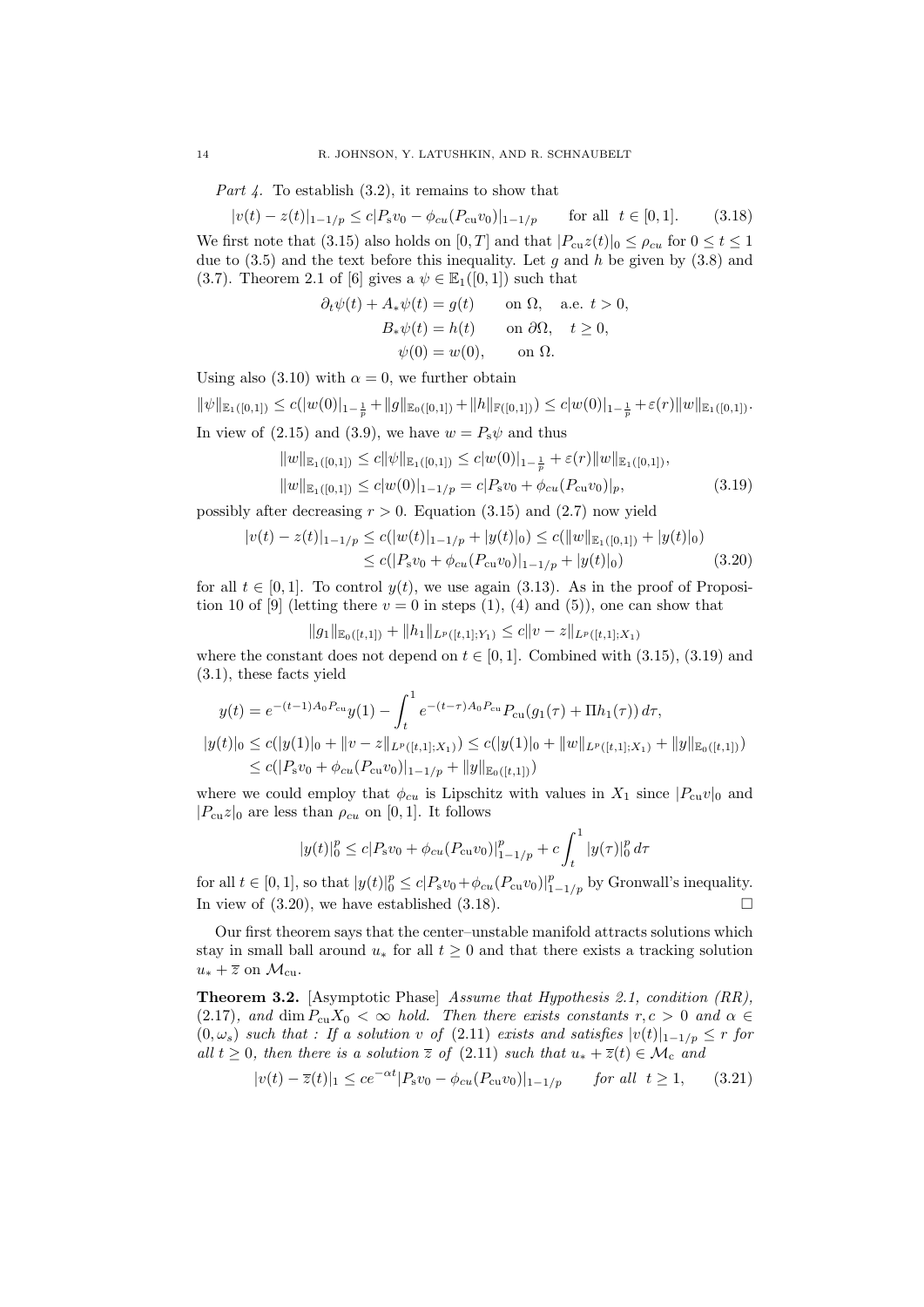*Part 4.* To establish (3.2), it remains to show that

$$|v(t) - z(t)|_{1-1/p} \le c|P_{\rm s}v_0 - \phi_{cu}(P_{\rm cu}v_0)|_{1-1/p} \qquad \text{for all } \ t \in [0,1]. \tag{3.18}$$

We first note that (3.15) also holds on $[0,T]$ and that $|P_{\rm cu}z(t)|_0 \le \rho_{cu}$ for $0 \le t \le 1$ due to (3.5) and the text before this inequality. Let $g$ and $h$ be given by (3.8) and (3.7). Theorem 2.1 of [6] gives a $\psi \in \mathbb{E}_1([0,1])$ such that

$$\begin{aligned} \partial_t\psi(t) + A_*\psi(t) &= g(t) \qquad \text{on } \Omega, \quad \text{a.e. } t > 0, \\ B_*\psi(t) &= h(t) \qquad \text{on } \partial\Omega, \quad t \ge 0, \\ \psi(0) &= w(0), \qquad \text{on } \Omega. \end{aligned}$$

Using also (3.10) with $\alpha = 0$, we further obtain

$$\|\psi\|_{\mathbb{E}_1([0,1])} \le c(|w(0)|_{1-\frac{1}{p}} + \|g\|_{\mathbb{E}_0([0,1])} + \|h\|_{\mathbb{F}([0,1])}) \le c|w(0)|_{1-\frac{1}{p}} + \varepsilon(r)\|w\|_{\mathbb{E}_1([0,1])}.$$

In view of (2.15) and (3.9), we have $w = P_{\rm s}\psi$ and thus

$$\begin{aligned} \|w\|_{\mathbb{E}_1([0,1])} &\le c\|\psi\|_{\mathbb{E}_1([0,1])} \le c|w(0)|_{1-\frac{1}{p}} + \varepsilon(r)\|w\|_{\mathbb{E}_1([0,1])}, \\ \|w\|_{\mathbb{E}_1([0,1])} &\le c|w(0)|_{1-1/p} = c|P_{\rm s}v_0 + \phi_{cu}(P_{\rm cu}v_0)|_p, \end{aligned} \tag{3.19}$$

possibly after decreasing $r > 0$. Equation (3.15) and (2.7) now yield

$$\begin{aligned} |v(t) - z(t)|_{1-1/p} &\le c(|w(t)|_{1-1/p} + |y(t)|_0) \le c(\|w\|_{\mathbb{E}_1([0,1])} + |y(t)|_0) \\ &\le c(|P_{\rm s}v_0 + \phi_{cu}(P_{\rm cu}v_0)|_{1-1/p} + |y(t)|_0) \end{aligned} \tag{3.20}$$

for all $t \in [0,1]$. To control $y(t)$, we use again (3.13). As in the proof of Proposition 10 of [9] (letting there $v = 0$ in steps (1), (4) and (5)), one can show that

$$\|g_1\|_{\mathbb{E}_0([t,1])} + \|h_1\|_{L^p([t,1];Y_1)} \le c\|v - z\|_{L^p([t,1];X_1)}$$

where the constant does not depend on $t \in [0,1]$. Combined with (3.15), (3.19) and (3.1), these facts yield

$$\begin{aligned} y(t) &= e^{-(t-1)A_0P_{\rm cu}}y(1) - \int_t^1 e^{-(t-\tau)A_0P_{\rm cu}}P_{\rm cu}(g_1(\tau) + \Pi h_1(\tau))\,d\tau, \\ |y(t)|_0 &\le c(|y(1)|_0 + \|v - z\|_{L^p([t,1];X_1)}) \le c(|y(1)|_0 + \|w\|_{L^p([t,1];X_1)} + \|y\|_{\mathbb{E}_0([t,1])}) \\ &\le c(|P_{\rm s}v_0 + \phi_{cu}(P_{\rm cu}v_0)|_{1-1/p} + \|y\|_{\mathbb{E}_0([t,1])}) \end{aligned}$$

where we could employ that $\phi_{cu}$ is Lipschitz with values in $X_1$ since $|P_{\rm cu}v|_0$ and $|P_{\rm cu}z|_0$ are less than $\rho_{cu}$ on $[0,1]$. It follows

$$|y(t)|_0^p \le c|P_{\rm s}v_0 + \phi_{cu}(P_{\rm cu}v_0)|_{1-1/p}^p + c\int_t^1 |y(\tau)|_0^p\,d\tau$$

for all $t \in [0,1]$, so that $|y(t)|_0^p \le c|P_{\rm s}v_0 + \phi_{cu}(P_{\rm cu}v_0)|_{1-1/p}^p$ by Gronwall's inequality. In view of (3.20), we have established (3.18). $\square$

Our first theorem says that the center–unstable manifold attracts solutions which stay in small ball around $u_*$ for all $t \ge 0$ and that there exists a tracking solution $u_* + \overline{z}$ on $\mathcal{M}_{\rm cu}$.

**Theorem 3.2.** [Asymptotic Phase] *Assume that Hypothesis 2.1, condition (RR), (2.17), and* $\dim P_{\rm cu}X_0 < \infty$ *hold. Then there exists constants* $r, c > 0$ *and* $\alpha \in (0, \omega_s)$ *such that : If a solution* $v$ *of* (2.11) *exists and satisfies* $|v(t)|_{1-1/p} \le r$ *for all* $t \ge 0$*, then there is a solution* $\overline{z}$ *of* (2.11) *such that* $u_* + \overline{z}(t) \in \mathcal{M}_{\rm c}$ *and*

$$|v(t) - \overline{z}(t)|_1 \le ce^{-\alpha t}|P_{\rm s}v_0 - \phi_{cu}(P_{\rm cu}v_0)|_{1-1/p} \qquad \textit{for all } \ t \ge 1, \tag{3.21}$$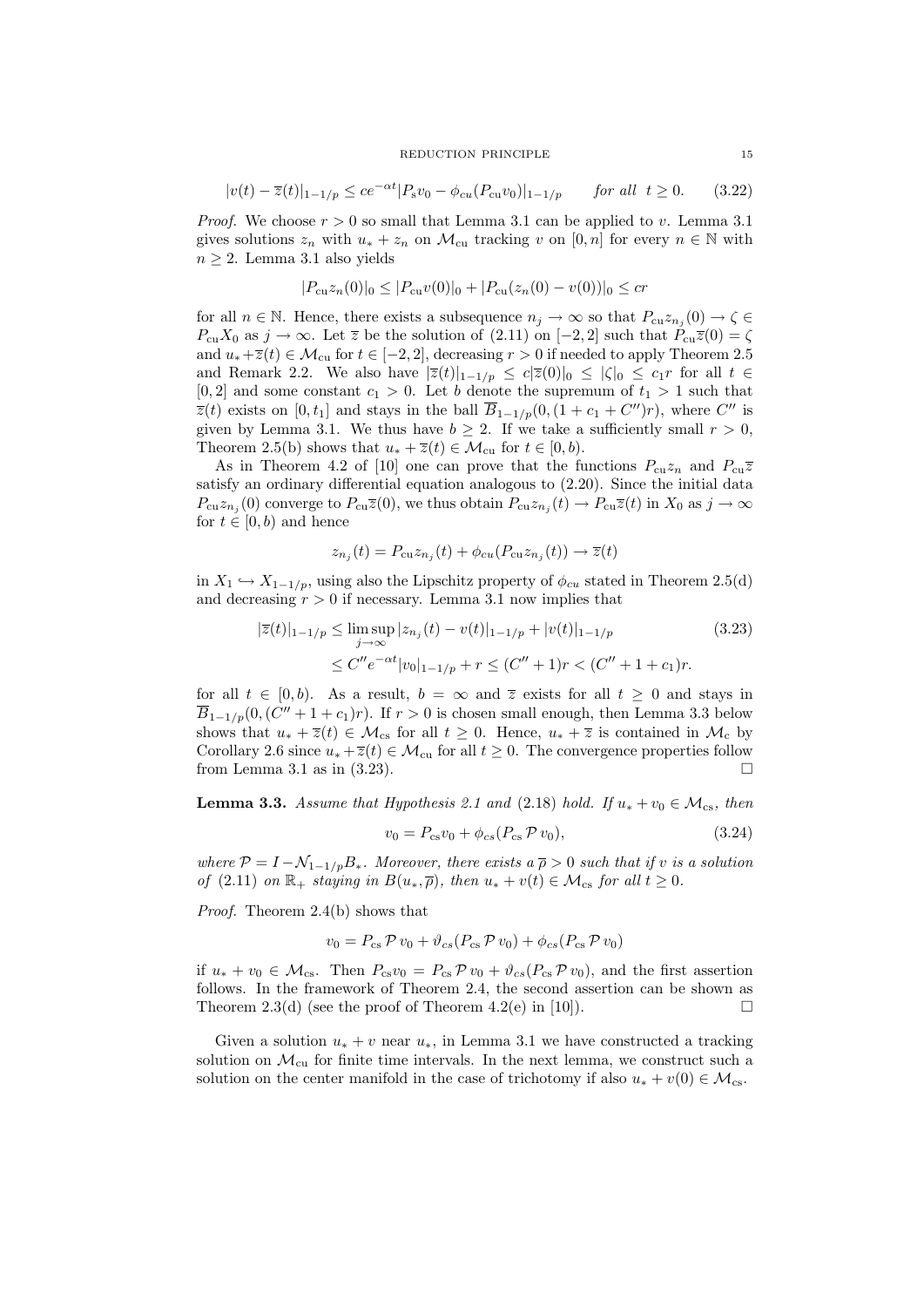$$|v(t) - \overline{z}(t)|_{1-1/p} \le ce^{-\alpha t} |P_{\rm s} v_0 - \phi_{cu}(P_{\rm cu} v_0)|_{1-1/p} \qquad \text{for all} \;\; t \ge 0. \tag{3.22}$$

*Proof.* We choose $r > 0$ so small that Lemma 3.1 can be applied to $v$. Lemma 3.1 gives solutions $z_n$ with $u_* + z_n$ on $\mathcal{M}_{\rm cu}$ tracking $v$ on $[0, n]$ for every $n \in \mathbb{N}$ with $n \ge 2$. Lemma 3.1 also yields

$$|P_{\rm cu} z_n(0)|_0 \le |P_{\rm cu} v(0)|_0 + |P_{\rm cu}(z_n(0) - v(0))|_0 \le cr$$

for all $n \in \mathbb{N}$. Hence, there exists a subsequence $n_j \to \infty$ so that $P_{\rm cu} z_{n_j}(0) \to \zeta \in P_{\rm cu} X_0$ as $j \to \infty$. Let $\overline{z}$ be the solution of (2.11) on $[-2, 2]$ such that $P_{\rm cu}\overline{z}(0) = \zeta$ and $u_* + \overline{z}(t) \in \mathcal{M}_{\rm cu}$ for $t \in [-2, 2]$, decreasing $r > 0$ if needed to apply Theorem 2.5 and Remark 2.2. We also have $|\overline{z}(t)|_{1-1/p} \le c|\overline{z}(0)|_0 \le |\zeta|_0 \le c_1 r$ for all $t \in [0, 2]$ and some constant $c_1 > 0$. Let $b$ denote the supremum of $t_1 > 1$ such that $\overline{z}(t)$ exists on $[0, t_1]$ and stays in the ball $\overline{B}_{1-1/p}(0, (1 + c_1 + C'')r)$, where $C''$ is given by Lemma 3.1. We thus have $b \ge 2$. If we take a sufficiently small $r > 0$, Theorem 2.5(b) shows that $u_* + \overline{z}(t) \in \mathcal{M}_{\rm cu}$ for $t \in [0, b)$.

As in Theorem 4.2 of [10] one can prove that the functions $P_{\rm cu} z_n$ and $P_{\rm cu}\overline{z}$ satisfy an ordinary differential equation analogous to (2.20). Since the initial data $P_{\rm cu} z_{n_j}(0)$ converge to $P_{\rm cu}\overline{z}(0)$, we thus obtain $P_{\rm cu} z_{n_j}(t) \to P_{\rm cu}\overline{z}(t)$ in $X_0$ as $j \to \infty$ for $t \in [0, b)$ and hence

$$z_{n_j}(t) = P_{\rm cu} z_{n_j}(t) + \phi_{cu}(P_{\rm cu} z_{n_j}(t)) \to \overline{z}(t)$$

in $X_1 \hookrightarrow X_{1-1/p}$, using also the Lipschitz property of $\phi_{cu}$ stated in Theorem 2.5(d) and decreasing $r > 0$ if necessary. Lemma 3.1 now implies that

$$\begin{aligned} |\overline{z}(t)|_{1-1/p} &\le \limsup_{j\to\infty} |z_{n_j}(t) - v(t)|_{1-1/p} + |v(t)|_{1-1/p} \\ &\le C'' e^{-\alpha t} |v_0|_{1-1/p} + r \le (C'' + 1)r < (C'' + 1 + c_1)r. \end{aligned} \tag{3.23}$$

for all $t \in [0, b)$. As a result, $b = \infty$ and $\overline{z}$ exists for all $t \ge 0$ and stays in $\overline{B}_{1-1/p}(0, (C'' + 1 + c_1)r)$. If $r > 0$ is chosen small enough, then Lemma 3.3 below shows that $u_* + \overline{z}(t) \in \mathcal{M}_{\rm cs}$ for all $t \ge 0$. Hence, $u_* + \overline{z}$ is contained in $\mathcal{M}_{\rm c}$ by Corollary 2.6 since $u_* + \overline{z}(t) \in \mathcal{M}_{\rm cu}$ for all $t \ge 0$. The convergence properties follow from Lemma 3.1 as in (3.23). $\square$

**Lemma 3.3.** *Assume that Hypothesis 2.1 and* (2.18) *hold. If $u_* + v_0 \in \mathcal{M}_{\rm cs}$, then*

$$v_0 = P_{\rm cs} v_0 + \phi_{cs}(P_{\rm cs}\, \mathcal{P}\, v_0), \tag{3.24}$$

*where $\mathcal{P} = I - \mathcal{N}_{1-1/p} B_*$. Moreover, there exists a $\overline{\rho} > 0$ such that if $v$ is a solution of* (2.11) *on $\mathbb{R}_+$ staying in $B(u_*, \overline{\rho})$, then $u_* + v(t) \in \mathcal{M}_{\rm cs}$ for all $t \ge 0$.*

*Proof.* Theorem 2.4(b) shows that

$$v_0 = P_{\rm cs}\, \mathcal{P}\, v_0 + \vartheta_{cs}(P_{\rm cs}\, \mathcal{P}\, v_0) + \phi_{cs}(P_{\rm cs}\, \mathcal{P}\, v_0)$$

if $u_* + v_0 \in \mathcal{M}_{\rm cs}$. Then $P_{\rm cs} v_0 = P_{\rm cs}\, \mathcal{P}\, v_0 + \vartheta_{cs}(P_{\rm cs}\, \mathcal{P}\, v_0)$, and the first assertion follows. In the framework of Theorem 2.4, the second assertion can be shown as Theorem 2.3(d) (see the proof of Theorem 4.2(e) in [10]). $\square$

Given a solution $u_* + v$ near $u_*$, in Lemma 3.1 we have constructed a tracking solution on $\mathcal{M}_{\rm cu}$ for finite time intervals. In the next lemma, we construct such a solution on the center manifold in the case of trichotomy if also $u_* + v(0) \in \mathcal{M}_{\rm cs}$.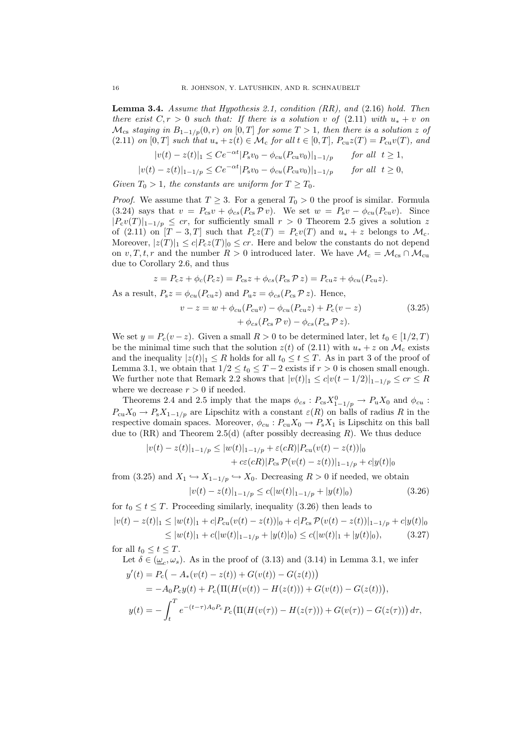**Lemma 3.4.** *Assume that Hypothesis 2.1, condition (RR), and* (2.16) *hold. Then there exist $C, r > 0$ such that: If there is a solution $v$ of* (2.11) *with $u_* + v$ on $\mathcal{M}_{\rm cs}$ staying in $B_{1-1/p}(0,r)$ on $[0,T]$ for some $T > 1$, then there is a solution $z$ of* (2.11) *on $[0,T]$ such that $u_* + z(t) \in \mathcal{M}_{\rm c}$ for all $t \in [0,T]$, $P_{\rm cu} z(T) = P_{\rm cu} v(T)$, and*

$$|v(t) - z(t)|_1 \le C e^{-\alpha t} |P_{\rm s} v_0 - \phi_{cu}(P_{\rm cu} v_0)|_{1-1/p} \qquad \text{for all } \ t \ge 1,$$

$$|v(t) - z(t)|_{1-1/p} \le C e^{-\alpha t} |P_{\rm s} v_0 - \phi_{cu}(P_{\rm cu} v_0)|_{1-1/p} \qquad \text{for all } \ t \ge 0,$$

*Given $T_0 > 1$, the constants are uniform for $T \ge T_0$.*

*Proof.* We assume that $T \ge 3$. For a general $T_0 > 0$ the proof is similar. Formula (3.24) says that $v = P_{\rm cs} v + \phi_{cs}(P_{\rm cs}\, \mathcal{P}\, v)$. We set $w = P_{\rm s} v - \phi_{cu}(P_{\rm cu} v)$. Since $|P_{\rm c} v(T)|_{1-1/p} \le cr$, for sufficiently small $r > 0$ Theorem 2.5 gives a solution $z$ of (2.11) on $[T-3, T]$ such that $P_{\rm c} z(T) = P_{\rm c} v(T)$ and $u_* + z$ belongs to $\mathcal{M}_{\rm c}$. Moreover, $|z(T)|_1 \le c |P_{\rm c} z(T)|_0 \le cr$. Here and below the constants do not depend on $v, T, t, r$ and the number $R > 0$ introduced later. We have $\mathcal{M}_{\rm c} = \mathcal{M}_{\rm cs} \cap \mathcal{M}_{\rm cu}$ due to Corollary 2.6, and thus

$$z = P_{\rm c} z + \phi_c(P_{\rm c} z) = P_{\rm cs} z + \phi_{cs}(P_{\rm cs}\, \mathcal{P}\, z) = P_{\rm cu} z + \phi_{cu}(P_{\rm cu} z).$$

As a result, $P_{\rm s} z = \phi_{cu}(P_{\rm cu} z)$ and $P_{\rm u} z = \phi_{cs}(P_{\rm cs}\, \mathcal{P}\, z)$. Hence,

$$\begin{aligned} v - z = w &+ \phi_{cu}(P_{\rm cu} v) - \phi_{cu}(P_{\rm cu} z) + P_{\rm c}(v - z) \\ &+ \phi_{cs}(P_{\rm cs}\, \mathcal{P}\, v) - \phi_{cs}(P_{\rm cs}\, \mathcal{P}\, z). \end{aligned} \tag{3.25}$$

We set $y = P_{\rm c}(v - z)$. Given a small $R > 0$ to be determined later, let $t_0 \in [1/2, T)$ be the minimal time such that the solution $z(t)$ of (2.11) with $u_* + z$ on $\mathcal{M}_{\rm c}$ exists and the inequality $|z(t)|_1 \le R$ holds for all $t_0 \le t \le T$. As in part 3 of the proof of Lemma 3.1, we obtain that $1/2 \le t_0 \le T - 2$ exists if $r > 0$ is chosen small enough. We further note that Remark 2.2 shows that $|v(t)|_1 \le c |v(t - 1/2)|_{1-1/p} \le cr \le R$ where we decrease $r > 0$ if needed.

Theorems 2.4 and 2.5 imply that the maps $\phi_{cs} : P_{\rm cs} X^0_{1-1/p} \to P_{\rm u} X_0$ and $\phi_{cu} : P_{\rm cu} X_0 \to P_{\rm s} X_{1-1/p}$ are Lipschitz with a constant $\varepsilon(R)$ on balls of radius $R$ in the respective domain spaces. Moreover, $\phi_{cu} : P_{\rm cu} X_0 \to P_{\rm s} X_1$ is Lipschitz on this ball due to (RR) and Theorem 2.5(d) (after possibly decreasing $R$). We thus deduce

$$\begin{aligned} |v(t) - z(t)|_{1-1/p} \le |w(t)|_{1-1/p} &+ \varepsilon(cR) |P_{\rm cu}(v(t) - z(t))|_0 \\ &+ c\varepsilon(cR) |P_{\rm cs}\, \mathcal{P}(v(t) - z(t))|_{1-1/p} + c|y(t)|_0 \end{aligned}$$

from (3.25) and $X_1 \hookrightarrow X_{1-1/p} \hookrightarrow X_0$. Decreasing $R > 0$ if needed, we obtain

$$|v(t) - z(t)|_{1-1/p} \le c(|w(t)|_{1-1/p} + |y(t)|_0) \tag{3.26}$$

for $t_0 \le t \le T$. Proceeding similarly, inequality (3.26) then leads to

$$\begin{aligned} |v(t) - z(t)|_1 &\le |w(t)|_1 + c|P_{\rm cu}(v(t) - z(t))|_0 + c|P_{\rm cs}\, \mathcal{P}(v(t) - z(t))|_{1-1/p} + c|y(t)|_0 \\ &\le |w(t)|_1 + c(|w(t)|_{1-1/p} + |y(t)|_0) \le c(|w(t)|_1 + |y(t)|_0), \end{aligned} \tag{3.27}$$

for all $t_0 \le t \le T$.

Let $\delta \in (\underline{\omega}_c, \omega_s)$. As in the proof of (3.13) and (3.14) in Lemma 3.1, we infer

$$\begin{aligned} y'(t) &= P_{\rm c}\big( -A_*(v(t) - z(t)) + G(v(t)) - G(z(t))\big) \\ &= -A_0 P_{\rm c} y(t) + P_{\rm c}\big(\Pi(H(v(t)) - H(z(t))) + G(v(t)) - G(z(t))\big), \\ y(t) &= -\int_t^T e^{-(t-\tau)A_0 P_c} P_{\rm c}\big(\Pi(H(v(\tau)) - H(z(\tau))) + G(v(\tau)) - G(z(\tau))\big)\, d\tau, \end{aligned}$$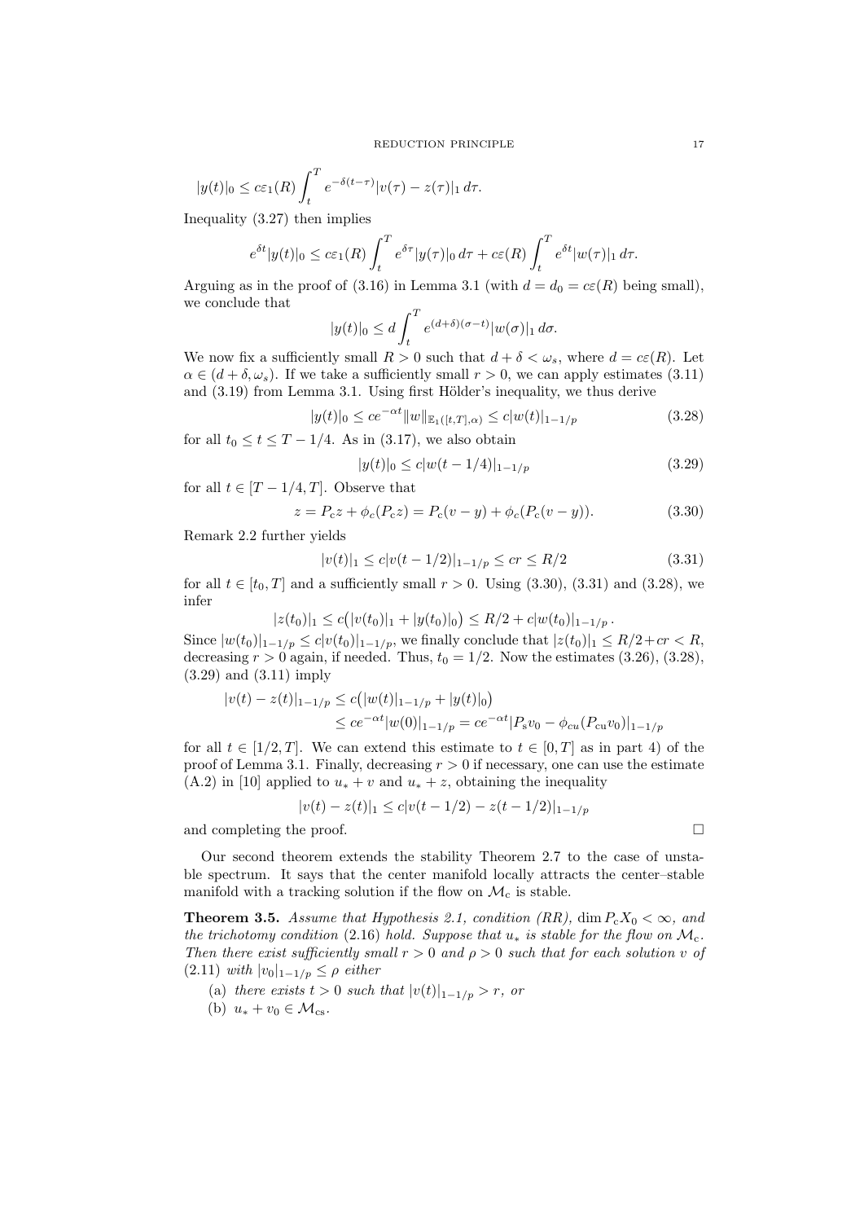$$|y(t)|_0 \le c\varepsilon_1(R)\int_t^T e^{-\delta(t-\tau)}|v(\tau)-z(\tau)|_1\,d\tau.$$

Inequality (3.27) then implies

$$e^{\delta t}|y(t)|_0 \le c\varepsilon_1(R)\int_t^T e^{\delta\tau}|y(\tau)|_0\,d\tau + c\varepsilon(R)\int_t^T e^{\delta t}|w(\tau)|_1\,d\tau.$$

Arguing as in the proof of (3.16) in Lemma 3.1 (with $d = d_0 = c\varepsilon(R)$ being small), we conclude that

$$|y(t)|_0 \le d\int_t^T e^{(d+\delta)(\sigma-t)}|w(\sigma)|_1\,d\sigma.$$

We now fix a sufficiently small $R > 0$ such that $d + \delta < \omega_s$, where $d = c\varepsilon(R)$. Let $\alpha \in (d+\delta, \omega_s)$. If we take a sufficiently small $r > 0$, we can apply estimates (3.11) and (3.19) from Lemma 3.1. Using first Hölder's inequality, we thus derive

$$|y(t)|_0 \le ce^{-\alpha t}\|w\|_{\mathbb{E}_1([t,T],\alpha)} \le c|w(t)|_{1-1/p} \tag{3.28}$$

for all $t_0 \le t \le T - 1/4$. As in (3.17), we also obtain

$$|y(t)|_0 \le c|w(t-1/4)|_{1-1/p} \tag{3.29}$$

for all $t \in [T-1/4, T]$. Observe that

$$z = P_c z + \phi_c(P_c z) = P_c(v-y) + \phi_c(P_c(v-y)). \tag{3.30}$$

Remark 2.2 further yields

$$|v(t)|_1 \le c|v(t-1/2)|_{1-1/p} \le cr \le R/2 \tag{3.31}$$

for all $t \in [t_0, T]$ and a sufficiently small $r > 0$. Using (3.30), (3.31) and (3.28), we infer

$$|z(t_0)|_1 \le c\big(|v(t_0)|_1 + |y(t_0)|_0\big) \le R/2 + c|w(t_0)|_{1-1/p}\,.$$

Since $|w(t_0)|_{1-1/p} \le c|v(t_0)|_{1-1/p}$, we finally conclude that $|z(t_0)|_1 \le R/2 + cr < R$, decreasing $r > 0$ again, if needed. Thus, $t_0 = 1/2$. Now the estimates (3.26), (3.28), (3.29) and (3.11) imply

$$\begin{aligned}
|v(t) - z(t)|_{1-1/p} &\le c\big(|w(t)|_{1-1/p} + |y(t)|_0\big)\\
&\le ce^{-\alpha t}|w(0)|_{1-1/p} = ce^{-\alpha t}|P_s v_0 - \phi_{cu}(P_{cu}v_0)|_{1-1/p}
\end{aligned}$$

for all $t \in [1/2, T]$. We can extend this estimate to $t \in [0, T]$ as in part 4) of the proof of Lemma 3.1. Finally, decreasing $r > 0$ if necessary, one can use the estimate (A.2) in [10] applied to $u_* + v$ and $u_* + z$, obtaining the inequality

$$|v(t) - z(t)|_1 \le c|v(t-1/2) - z(t-1/2)|_{1-1/p}$$

and completing the proof. $\square$

Our second theorem extends the stability Theorem 2.7 to the case of unstable spectrum. It says that the center manifold locally attracts the center–stable manifold with a tracking solution if the flow on $\mathcal{M}_c$ is stable.

**Theorem 3.5.** *Assume that Hypothesis 2.1, condition (RR),* $\dim P_c X_0 < \infty$*, and the trichotomy condition* (2.16) *hold. Suppose that* $u_*$ *is stable for the flow on* $\mathcal{M}_c$*. Then there exist sufficiently small* $r > 0$ *and* $\rho > 0$ *such that for each solution* $v$ *of* (2.11) *with* $|v_0|_{1-1/p} \le \rho$ *either*

- (a) *there exists* $t > 0$ *such that* $|v(t)|_{1-1/p} > r$*, or*
- (b) $u_* + v_0 \in \mathcal{M}_{cs}$*.*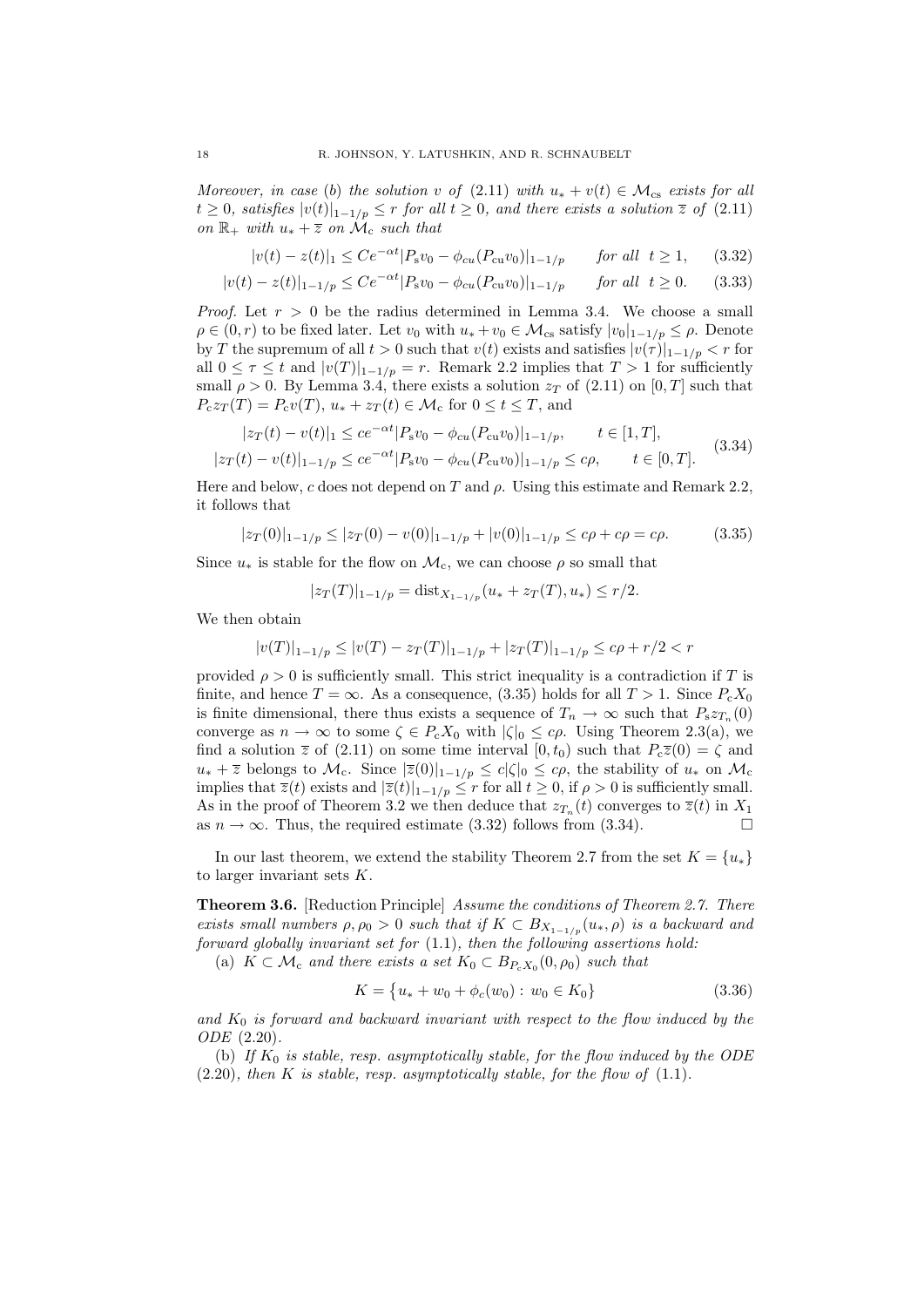*Moreover, in case (b) the solution $v$ of (2.11) with $u_* + v(t) \in \mathcal{M}_{\rm cs}$ exists for all $t \geq 0$, satisfies $|v(t)|_{1-1/p} \leq r$ for all $t \geq 0$, and there exists a solution $\overline{z}$ of (2.11) on $\mathbb{R}_+$ with $u_* + \overline{z}$ on $\mathcal{M}_{\rm c}$ such that*

$$|v(t) - z(t)|_1 \leq Ce^{-\alpha t}|P_{\rm s}v_0 - \phi_{cu}(P_{\rm cu}v_0)|_{1-1/p} \qquad \text{for all } \ t \geq 1, \qquad (3.32)$$

$$|v(t) - z(t)|_{1-1/p} \leq Ce^{-\alpha t}|P_{\rm s}v_0 - \phi_{cu}(P_{\rm cu}v_0)|_{1-1/p} \qquad \text{for all } \ t \geq 0. \qquad (3.33)$$

*Proof.* Let $r > 0$ be the radius determined in Lemma 3.4. We choose a small $\rho \in (0, r)$ to be fixed later. Let $v_0$ with $u_* + v_0 \in \mathcal{M}_{\rm cs}$ satisfy $|v_0|_{1-1/p} \leq \rho$. Denote by $T$ the supremum of all $t > 0$ such that $v(t)$ exists and satisfies $|v(\tau)|_{1-1/p} < r$ for all $0 \leq \tau \leq t$ and $|v(T)|_{1-1/p} = r$. Remark 2.2 implies that $T > 1$ for sufficiently small $\rho > 0$. By Lemma 3.4, there exists a solution $z_T$ of (2.11) on $[0, T]$ such that $P_{\rm c}z_T(T) = P_{\rm c}v(T)$, $u_* + z_T(t) \in \mathcal{M}_{\rm c}$ for $0 \leq t \leq T$, and

$$\begin{aligned} |z_T(t) - v(t)|_1 &\leq ce^{-\alpha t}|P_{\rm s}v_0 - \phi_{cu}(P_{\rm cu}v_0)|_{1-1/p}, \qquad t \in [1, T], \\ |z_T(t) - v(t)|_{1-1/p} &\leq ce^{-\alpha t}|P_{\rm s}v_0 - \phi_{cu}(P_{\rm cu}v_0)|_{1-1/p} \leq c\rho, \qquad t \in [0, T]. \end{aligned} \qquad (3.34)$$

Here and below, $c$ does not depend on $T$ and $\rho$. Using this estimate and Remark 2.2, it follows that

$$|z_T(0)|_{1-1/p} \leq |z_T(0) - v(0)|_{1-1/p} + |v(0)|_{1-1/p} \leq c\rho + c\rho = c\rho. \qquad (3.35)$$

Since $u_*$ is stable for the flow on $\mathcal{M}_{\rm c}$, we can choose $\rho$ so small that

$$|z_T(T)|_{1-1/p} = \text{dist}_{X_{1-1/p}}(u_* + z_T(T), u_*) \leq r/2.$$

We then obtain

$$|v(T)|_{1-1/p} \leq |v(T) - z_T(T)|_{1-1/p} + |z_T(T)|_{1-1/p} \leq c\rho + r/2 < r$$

provided $\rho > 0$ is sufficiently small. This strict inequality is a contradiction if $T$ is finite, and hence $T = \infty$. As a consequence, (3.35) holds for all $T > 1$. Since $P_{\rm c}X_0$ is finite dimensional, there thus exists a sequence of $T_n \to \infty$ such that $P_{\rm s}z_{T_n}(0)$ converge as $n \to \infty$ to some $\zeta \in P_{\rm c}X_0$ with $|\zeta|_0 \leq c\rho$. Using Theorem 2.3(a), we find a solution $\overline{z}$ of (2.11) on some time interval $[0, t_0)$ such that $P_{\rm c}\overline{z}(0) = \zeta$ and $u_* + \overline{z}$ belongs to $\mathcal{M}_{\rm c}$. Since $|\overline{z}(0)|_{1-1/p} \leq c|\zeta|_0 \leq c\rho$, the stability of $u_*$ on $\mathcal{M}_{\rm c}$ implies that $\overline{z}(t)$ exists and $|\overline{z}(t)|_{1-1/p} \leq r$ for all $t \geq 0$, if $\rho > 0$ is sufficiently small. As in the proof of Theorem 3.2 we then deduce that $z_{T_n}(t)$ converges to $\overline{z}(t)$ in $X_1$ as $n \to \infty$. Thus, the required estimate (3.32) follows from (3.34). $\square$

In our last theorem, we extend the stability Theorem 2.7 from the set $K = \{u_*\}$ to larger invariant sets $K$.

**Theorem 3.6.** [Reduction Principle] *Assume the conditions of Theorem 2.7. There exists small numbers $\rho, \rho_0 > 0$ such that if $K \subset B_{X_{1-1/p}}(u_*, \rho)$ is a backward and forward globally invariant set for (1.1), then the following assertions hold:*

(a) *$K \subset \mathcal{M}_{\rm c}$ and there exists a set $K_0 \subset B_{P_{\rm c}X_0}(0, \rho_0)$ such that*

$$K = \{u_* + w_0 + \phi_c(w_0) : w_0 \in K_0\} \qquad (3.36)$$

*and $K_0$ is forward and backward invariant with respect to the flow induced by the ODE (2.20).*

(b) *If $K_0$ is stable, resp. asymptotically stable, for the flow induced by the ODE (2.20), then $K$ is stable, resp. asymptotically stable, for the flow of (1.1).*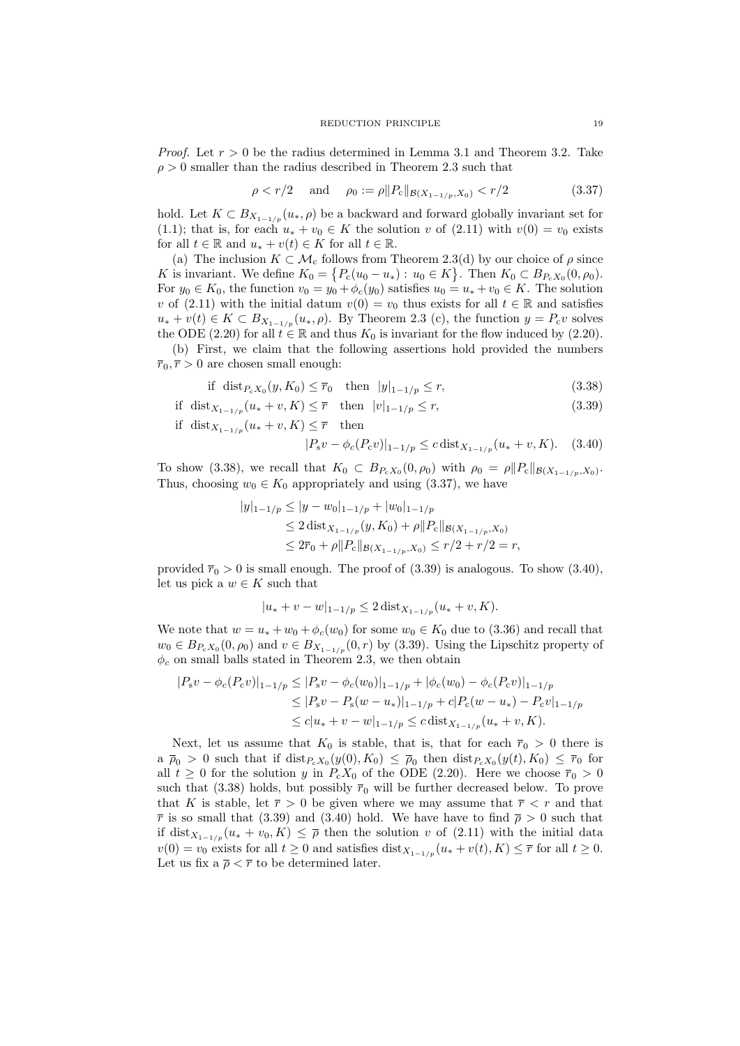*Proof.* Let $r > 0$ be the radius determined in Lemma 3.1 and Theorem 3.2. Take $\rho > 0$ smaller than the radius described in Theorem 2.3 such that

$$\rho < r/2 \quad \text{and} \quad \rho_0 := \rho \|P_{\rm c}\|_{\mathcal{B}(X_{1-1/p}, X_0)} < r/2 \tag{3.37}$$

hold. Let $K \subset B_{X_{1-1/p}}(u_*, \rho)$ be a backward and forward globally invariant set for (1.1); that is, for each $u_* + v_0 \in K$ the solution $v$ of (2.11) with $v(0) = v_0$ exists for all $t \in \mathbb{R}$ and $u_* + v(t) \in K$ for all $t \in \mathbb{R}$.

(a) The inclusion $K \subset \mathcal{M}_{\rm c}$ follows from Theorem 2.3(d) by our choice of $\rho$ since $K$ is invariant. We define $K_0 = \{P_{\rm c}(u_0 - u_*) : u_0 \in K\}$. Then $K_0 \subset B_{P_{\rm c}X_0}(0, \rho_0)$. For $y_0 \in K_0$, the function $v_0 = y_0 + \phi_c(y_0)$ satisfies $u_0 = u_* + v_0 \in K$. The solution $v$ of (2.11) with the initial datum $v(0) = v_0$ thus exists for all $t \in \mathbb{R}$ and satisfies $u_* + v(t) \in K \subset B_{X_{1-1/p}}(u_*, \rho)$. By Theorem 2.3 (c), the function $y = P_{\rm c}v$ solves the ODE (2.20) for all $t \in \mathbb{R}$ and thus $K_0$ is invariant for the flow induced by (2.20).

(b) First, we claim that the following assertions hold provided the numbers $\overline{r}_0, \overline{r} > 0$ are chosen small enough:

$$\text{if } \operatorname{dist}_{P_{\rm c}X_0}(y, K_0) \le \overline{r}_0 \quad \text{then } |y|_{1-1/p} \le r, \tag{3.38}$$

$$\text{if } \operatorname{dist}_{X_{1-1/p}}(u_* + v, K) \le \overline{r} \quad \text{then } |v|_{1-1/p} \le r, \tag{3.39}$$

$$\text{if } \operatorname{dist}_{X_{1-1/p}}(u_* + v, K) \le \overline{r} \quad \text{then} \quad |P_{\rm s}v - \phi_c(P_{\rm c}v)|_{1-1/p} \le c \operatorname{dist}_{X_{1-1/p}}(u_* + v, K). \tag{3.40}$$

To show (3.38), we recall that $K_0 \subset B_{P_{\rm c}X_0}(0, \rho_0)$ with $\rho_0 = \rho \|P_{\rm c}\|_{\mathcal{B}(X_{1-1/p}, X_0)}$. Thus, choosing $w_0 \in K_0$ appropriately and using (3.37), we have

$$\begin{aligned}
|y|_{1-1/p} &\le |y - w_0|_{1-1/p} + |w_0|_{1-1/p} \\
&\le 2 \operatorname{dist}_{X_{1-1/p}}(y, K_0) + \rho \|P_{\rm c}\|_{\mathcal{B}(X_{1-1/p}, X_0)} \\
&\le 2\overline{r}_0 + \rho \|P_{\rm c}\|_{\mathcal{B}(X_{1-1/p}, X_0)} \le r/2 + r/2 = r,
\end{aligned}$$

provided $\overline{r}_0 > 0$ is small enough. The proof of (3.39) is analogous. To show (3.40), let us pick a $w \in K$ such that

$$|u_* + v - w|_{1-1/p} \le 2 \operatorname{dist}_{X_{1-1/p}}(u_* + v, K).$$

We note that $w = u_* + w_0 + \phi_c(w_0)$ for some $w_0 \in K_0$ due to (3.36) and recall that $w_0 \in B_{P_{\rm c}X_0}(0, \rho_0)$ and $v \in B_{X_{1-1/p}}(0, r)$ by (3.39). Using the Lipschitz property of $\phi_c$ on small balls stated in Theorem 2.3, we then obtain

$$\begin{aligned}
|P_{\rm s}v - \phi_c(P_{\rm c}v)|_{1-1/p} &\le |P_{\rm s}v - \phi_c(w_0)|_{1-1/p} + |\phi_c(w_0) - \phi_c(P_{\rm c}v)|_{1-1/p} \\
&\le |P_{\rm s}v - P_{\rm s}(w - u_*)|_{1-1/p} + c|P_{\rm c}(w - u_*) - P_{\rm c}v|_{1-1/p} \\
&\le c|u_* + v - w|_{1-1/p} \le c \operatorname{dist}_{X_{1-1/p}}(u_* + v, K).
\end{aligned}$$

Next, let us assume that $K_0$ is stable, that is, that for each $\overline{r}_0 > 0$ there is a $\overline{\rho}_0 > 0$ such that if $\operatorname{dist}_{P_{\rm c}X_0}(y(0), K_0) \le \overline{\rho}_0$ then $\operatorname{dist}_{P_{\rm c}X_0}(y(t), K_0) \le \overline{r}_0$ for all $t \ge 0$ for the solution $y$ in $P_{\rm c}X_0$ of the ODE (2.20). Here we choose $\overline{r}_0 > 0$ such that (3.38) holds, but possibly $\overline{r}_0$ will be further decreased below. To prove that $K$ is stable, let $\overline{r} > 0$ be given where we may assume that $\overline{r} < r$ and that $\overline{r}$ is so small that (3.39) and (3.40) hold. We have have to find $\overline{\rho} > 0$ such that if $\operatorname{dist}_{X_{1-1/p}}(u_* + v_0, K) \le \overline{\rho}$ then the solution $v$ of (2.11) with the initial data $v(0) = v_0$ exists for all $t \ge 0$ and satisfies $\operatorname{dist}_{X_{1-1/p}}(u_* + v(t), K) \le \overline{r}$ for all $t \ge 0$. Let us fix a $\overline{\rho} < \overline{r}$ to be determined later.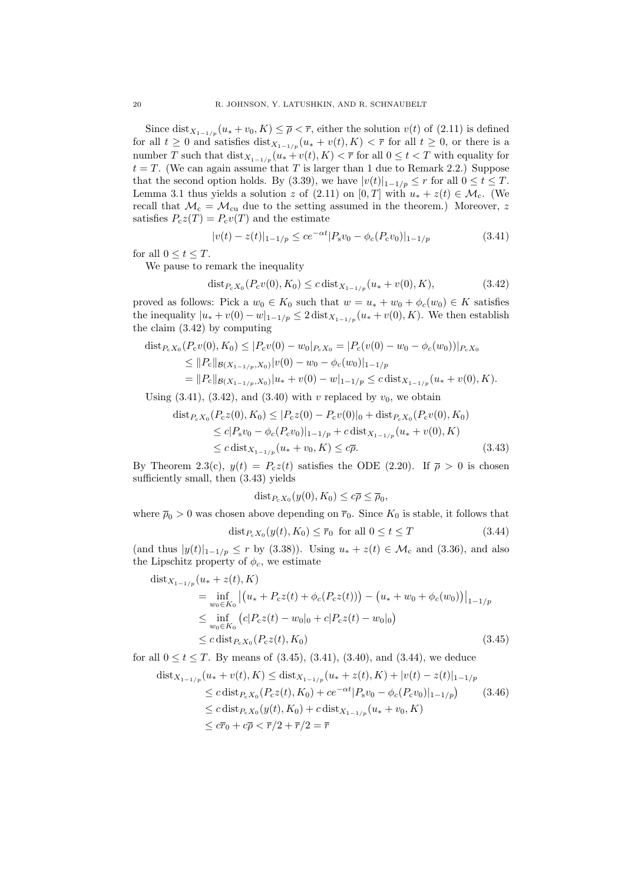Since $\operatorname{dist}_{X_{1-1/p}}(u_* + v_0, K) \le \overline{\rho} < \overline{r}$, either the solution $v(t)$ of (2.11) is defined for all $t \ge 0$ and satisfies $\operatorname{dist}_{X_{1-1/p}}(u_* + v(t), K) < \overline{r}$ for all $t \ge 0$, or there is a number $T$ such that $\operatorname{dist}_{X_{1-1/p}}(u_* + v(t), K) < \overline{r}$ for all $0 \le t < T$ with equality for $t = T$. (We can again assume that $T$ is larger than 1 due to Remark 2.2.) Suppose that the second option holds. By (3.39), we have $|v(t)|_{1-1/p} \le r$ for all $0 \le t \le T$. Lemma 3.1 thus yields a solution $z$ of (2.11) on $[0, T]$ with $u_* + z(t) \in \mathcal{M}_\mathrm{c}$. (We recall that $\mathcal{M}_\mathrm{c} = \mathcal{M}_\mathrm{cu}$ due to the setting assumed in the theorem.) Moreover, $z$ satisfies $P_\mathrm{c} z(T) = P_\mathrm{c} v(T)$ and the estimate

$$|v(t) - z(t)|_{1-1/p} \le c e^{-\alpha t} |P_\mathrm{s} v_0 - \phi_c(P_\mathrm{c} v_0)|_{1-1/p} \tag{3.41}$$

for all $0 \le t \le T$.

We pause to remark the inequality

$$\operatorname{dist}_{P_\mathrm{c} X_0}(P_\mathrm{c} v(0), K_0) \le c \operatorname{dist}_{X_{1-1/p}}(u_* + v(0), K), \tag{3.42}$$

proved as follows: Pick a $w_0 \in K_0$ such that $w = u_* + w_0 + \phi_c(w_0) \in K$ satisfies the inequality $|u_* + v(0) - w|_{1-1/p} \le 2 \operatorname{dist}_{X_{1-1/p}}(u_* + v(0), K)$. We then establish the claim (3.42) by computing

$$\begin{aligned}
\operatorname{dist}_{P_\mathrm{c} X_0}(P_\mathrm{c} v(0), K_0) &\le |P_\mathrm{c} v(0) - w_0|_{P_\mathrm{c} X_0} = |P_\mathrm{c}(v(0) - w_0 - \phi_c(w_0))|_{P_\mathrm{c} X_0} \\
&\le \|P_\mathrm{c}\|_{\mathcal{B}(X_{1-1/p}, X_0)} |v(0) - w_0 - \phi_c(w_0)|_{1-1/p} \\
&= \|P_\mathrm{c}\|_{\mathcal{B}(X_{1-1/p}, X_0)} |u_* + v(0) - w|_{1-1/p} \le c \operatorname{dist}_{X_{1-1/p}}(u_* + v(0), K).
\end{aligned}$$

Using (3.41), (3.42), and (3.40) with $v$ replaced by $v_0$, we obtain

$$\begin{aligned}
\operatorname{dist}_{P_\mathrm{c} X_0}(P_\mathrm{c} z(0), K_0) &\le |P_\mathrm{c} z(0) - P_\mathrm{c} v(0)|_0 + \operatorname{dist}_{P_\mathrm{c} X_0}(P_\mathrm{c} v(0), K_0) \\
&\le c |P_\mathrm{s} v_0 - \phi_c(P_\mathrm{c} v_0)|_{1-1/p} + c \operatorname{dist}_{X_{1-1/p}}(u_* + v(0), K) \\
&\le c \operatorname{dist}_{X_{1-1/p}}(u_* + v_0, K) \le c\overline{\rho}.
\end{aligned} \tag{3.43}$$

By Theorem 2.3(c), $y(t) = P_\mathrm{c} z(t)$ satisfies the ODE (2.20). If $\overline{\rho} > 0$ is chosen sufficiently small, then (3.43) yields

$$\operatorname{dist}_{P_\mathrm{c} X_0}(y(0), K_0) \le c\overline{\rho} \le \overline{\rho}_0,$$

where $\overline{\rho}_0 > 0$ was chosen above depending on $\overline{r}_0$. Since $K_0$ is stable, it follows that

$$\operatorname{dist}_{P_\mathrm{c} X_0}(y(t), K_0) \le \overline{r}_0 \ \text{ for all } 0 \le t \le T \tag{3.44}$$

(and thus $|y(t)|_{1-1/p} \le r$ by (3.38)). Using $u_* + z(t) \in \mathcal{M}_\mathrm{c}$ and (3.36), and also the Lipschitz property of $\phi_c$, we estimate

$$\begin{aligned}
&\operatorname{dist}_{X_{1-1/p}}(u_* + z(t), K) \\
&\qquad = \inf_{w_0 \in K_0} \big| \big(u_* + P_\mathrm{c} z(t) + \phi_c(P_\mathrm{c} z(t))\big) - \big(u_* + w_0 + \phi_c(w_0)\big) \big|_{1-1/p} \\
&\qquad \le \inf_{w_0 \in K_0} \big( c|P_\mathrm{c} z(t) - w_0|_0 + c|P_\mathrm{c} z(t) - w_0|_0 \big) \\
&\qquad \le c \operatorname{dist}_{P_\mathrm{c} X_0}(P_\mathrm{c} z(t), K_0)
\end{aligned} \tag{3.45}$$

for all $0 \le t \le T$. By means of (3.45), (3.41), (3.40), and (3.44), we deduce

$$\begin{aligned}
\operatorname{dist}_{X_{1-1/p}}(u_* + v(t), K) &\le \operatorname{dist}_{X_{1-1/p}}(u_* + z(t), K) + |v(t) - z(t)|_{1-1/p} \\
&\le c \operatorname{dist}_{P_\mathrm{c} X_0}(P_\mathrm{c} z(t), K_0) + c e^{-\alpha t} |P_\mathrm{s} v_0 - \phi_c(P_\mathrm{c} v_0)|_{1-1/p}\big) \\
&\le c \operatorname{dist}_{P_\mathrm{c} X_0}(y(t), K_0) + c \operatorname{dist}_{X_{1-1/p}}(u_* + v_0, K) \\
&\le c\overline{r}_0 + c\overline{\rho} < \overline{r}/2 + \overline{r}/2 = \overline{r}
\end{aligned} \tag{3.46}$$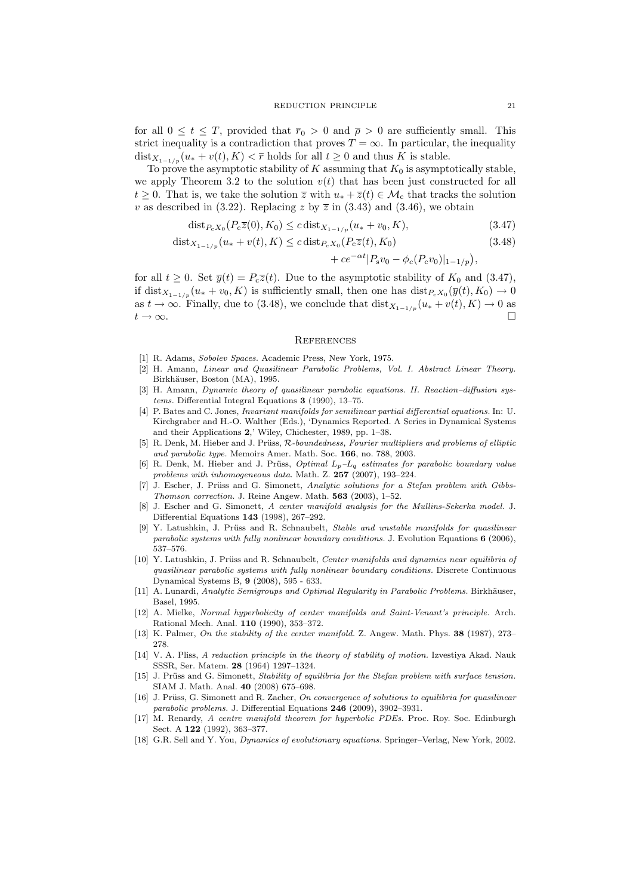for all $0 \le t \le T$, provided that $\overline{r}_0 > 0$ and $\overline{\rho} > 0$ are sufficiently small. This strict inequality is a contradiction that proves $T = \infty$. In particular, the inequality $\operatorname{dist}_{X_{1-1/p}}(u_* + v(t), K) < \overline{r}$ holds for all $t \ge 0$ and thus $K$ is stable.

To prove the asymptotic stability of $K$ assuming that $K_0$ is asymptotically stable, we apply Theorem 3.2 to the solution $v(t)$ that has been just constructed for all $t \ge 0$. That is, we take the solution $\overline{z}$ with $u_* + \overline{z}(t) \in \mathcal{M}_{\rm c}$ that tracks the solution $v$ as described in (3.22). Replacing $z$ by $\overline{z}$ in (3.43) and (3.46), we obtain

$$\operatorname{dist}_{P_{\rm c}X_0}(P_{\rm c}\overline{z}(0), K_0) \le c \operatorname{dist}_{X_{1-1/p}}(u_* + v_0, K), \tag{3.47}$$

$$\begin{aligned} \operatorname{dist}_{X_{1-1/p}}(u_* + v(t), K) \le{}& c \operatorname{dist}_{P_{\rm c}X_0}(P_{\rm c}\overline{z}(t), K_0) \\ &+ ce^{-\alpha t}\big|P_{\rm s}v_0 - \phi_c(P_{\rm c}v_0)|_{1-1/p}\big), \end{aligned} \tag{3.48}$$

for all $t \ge 0$. Set $\overline{y}(t) = P_{\rm c}\overline{z}(t)$. Due to the asymptotic stability of $K_0$ and (3.47), if $\operatorname{dist}_{X_{1-1/p}}(u_* + v_0, K)$ is sufficiently small, then one has $\operatorname{dist}_{P_{\rm c}X_0}(\overline{y}(t), K_0) \to 0$ as $t \to \infty$. Finally, due to (3.48), we conclude that $\operatorname{dist}_{X_{1-1/p}}(u_* + v(t), K) \to 0$ as $t \to \infty$. □

## References

[1] R. Adams, *Sobolev Spaces.* Academic Press, New York, 1975.

[2] H. Amann, *Linear and Quasilinear Parabolic Problems, Vol. I. Abstract Linear Theory.* Birkhäuser, Boston (MA), 1995.

[3] H. Amann, *Dynamic theory of quasilinear parabolic equations. II. Reaction–diffusion systems.* Differential Integral Equations **3** (1990), 13–75.

[4] P. Bates and C. Jones, *Invariant manifolds for semilinear partial differential equations.* In: U. Kirchgraber and H.-O. Walther (Eds.), 'Dynamics Reported. A Series in Dynamical Systems and their Applications **2**,' Wiley, Chichester, 1989, pp. 1–38.

[5] R. Denk, M. Hieber and J. Prüss, *$\mathcal{R}$-boundedness, Fourier multipliers and problems of elliptic and parabolic type.* Memoirs Amer. Math. Soc. **166**, no. 788, 2003.

[6] R. Denk, M. Hieber and J. Prüss, *Optimal $L_p$–$L_q$ estimates for parabolic boundary value problems with inhomogeneous data.* Math. Z. **257** (2007), 193–224.

[7] J. Escher, J. Prüss and G. Simonett, *Analytic solutions for a Stefan problem with Gibbs-Thomson correction.* J. Reine Angew. Math. **563** (2003), 1–52.

[8] J. Escher and G. Simonett, *A center manifold analysis for the Mullins-Sekerka model.* J. Differential Equations **143** (1998), 267–292.

[9] Y. Latushkin, J. Prüss and R. Schnaubelt, *Stable and unstable manifolds for quasilinear parabolic systems with fully nonlinear boundary conditions.* J. Evolution Equations **6** (2006), 537–576.

[10] Y. Latushkin, J. Prüss and R. Schnaubelt, *Center manifolds and dynamics near equilibria of quasilinear parabolic systems with fully nonlinear boundary conditions.* Discrete Continuous Dynamical Systems B, **9** (2008), 595 - 633.

[11] A. Lunardi, *Analytic Semigroups and Optimal Regularity in Parabolic Problems.* Birkhäuser, Basel, 1995.

[12] A. Mielke, *Normal hyperbolicity of center manifolds and Saint-Venant's principle.* Arch. Rational Mech. Anal. **110** (1990), 353–372.

[13] K. Palmer, *On the stability of the center manifold.* Z. Angew. Math. Phys. **38** (1987), 273–278.

[14] V. A. Pliss, *A reduction principle in the theory of stability of motion.* Izvestiya Akad. Nauk SSSR, Ser. Matem. **28** (1964) 1297–1324.

[15] J. Prüss and G. Simonett, *Stability of equilibria for the Stefan problem with surface tension.* SIAM J. Math. Anal. **40** (2008) 675–698.

[16] J. Prüss, G. Simonett and R. Zacher, *On convergence of solutions to equilibria for quasilinear parabolic problems.* J. Differential Equations **246** (2009), 3902–3931.

[17] M. Renardy, *A centre manifold theorem for hyperbolic PDEs.* Proc. Roy. Soc. Edinburgh Sect. A **122** (1992), 363–377.

[18] G.R. Sell and Y. You, *Dynamics of evolutionary equations.* Springer–Verlag, New York, 2002.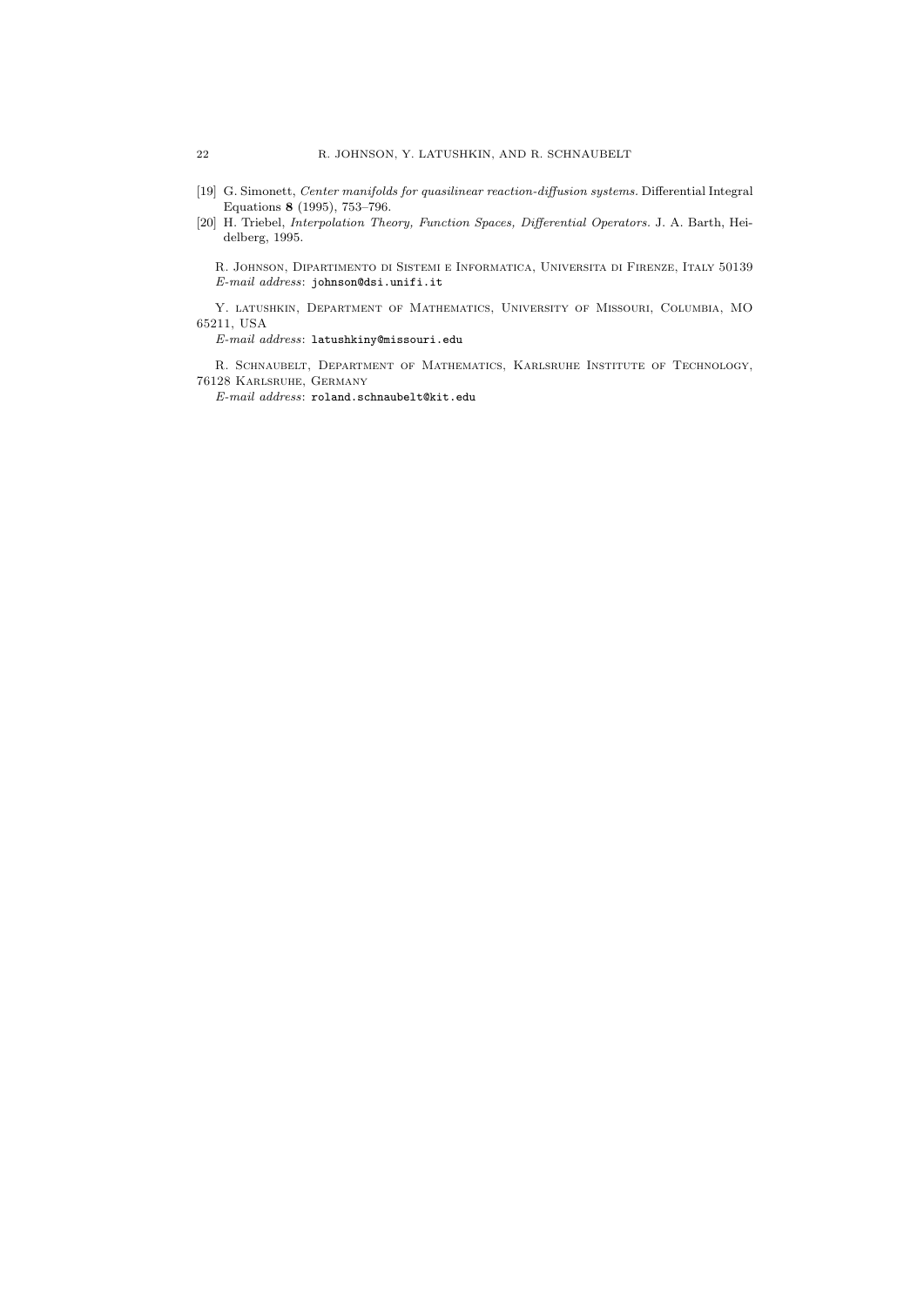[19] G. Simonett, *Center manifolds for quasilinear reaction-diffusion systems.* Differential Integral Equations **8** (1995), 753–796.

[20] H. Triebel, *Interpolation Theory, Function Spaces, Differential Operators.* J. A. Barth, Heidelberg, 1995.

R. Johnson, Dipartimento di Sistemi e Informatica, Universita di Firenze, Italy 50139
*E-mail address*: `johnson@dsi.unifi.it`

Y. latushkin, Department of Mathematics, University of Missouri, Columbia, MO 65211, USA
*E-mail address*: `latushkiny@missouri.edu`

R. Schnaubelt, Department of Mathematics, Karlsruhe Institute of Technology, 76128 Karlsruhe, Germany
*E-mail address*: `roland.schnaubelt@kit.edu`